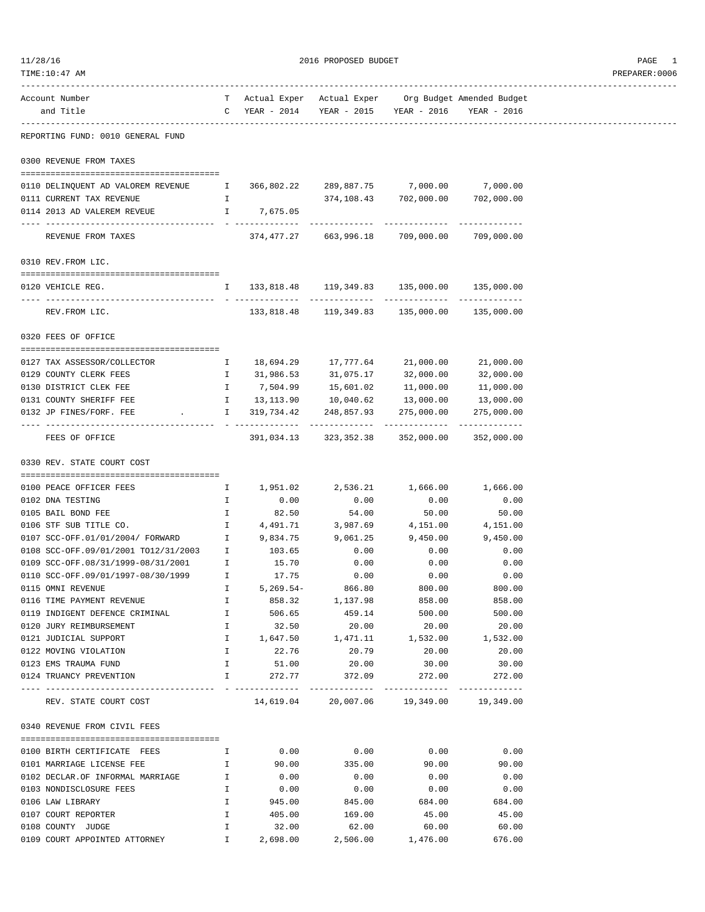# 2016 PROPOSED BUDGET

| Account Number and Title | TC | Actual Exper YEAR - 2014 | Actual Exper YEAR - 2015 | Org Budget YEAR - 2016 | Amended Budget YEAR - 2016 |
|---|---|---|---|---|---|
| **REPORTING FUND: 0010 GENERAL FUND** | | | | | |
| **0300 REVENUE FROM TAXES** | | | | | |
| 0110 DELINQUENT AD VALOREM REVENUE | I | 366,802.22 | 289,887.75 | 7,000.00 | 7,000.00 |
| 0111 CURRENT TAX REVENUE | I | | 374,108.43 | 702,000.00 | 702,000.00 |
| 0114 2013 AD VALEREM REVEUE | I | 7,675.05 | | | |
| REVENUE FROM TAXES | | 374,477.27 | 663,996.18 | 709,000.00 | 709,000.00 |
| **0310 REV.FROM LIC.** | | | | | |
| 0120 VEHICLE REG. | I | 133,818.48 | 119,349.83 | 135,000.00 | 135,000.00 |
| REV.FROM LIC. | | 133,818.48 | 119,349.83 | 135,000.00 | 135,000.00 |
| **0320 FEES OF OFFICE** | | | | | |
| 0127 TAX ASSESSOR/COLLECTOR | I | 18,694.29 | 17,777.64 | 21,000.00 | 21,000.00 |
| 0129 COUNTY CLERK FEES | I | 31,986.53 | 31,075.17 | 32,000.00 | 32,000.00 |
| 0130 DISTRICT CLEK FEE | I | 7,504.99 | 15,601.02 | 11,000.00 | 11,000.00 |
| 0131 COUNTY SHERIFF FEE | I | 13,113.90 | 10,040.62 | 13,000.00 | 13,000.00 |
| 0132 JP FINES/FORF. FEE . | I | 319,734.42 | 248,857.93 | 275,000.00 | 275,000.00 |
| FEES OF OFFICE | | 391,034.13 | 323,352.38 | 352,000.00 | 352,000.00 |
| **0330 REV. STATE COURT COST** | | | | | |
| 0100 PEACE OFFICER FEES | I | 1,951.02 | 2,536.21 | 1,666.00 | 1,666.00 |
| 0102 DNA TESTING | I | 0.00 | 0.00 | 0.00 | 0.00 |
| 0105 BAIL BOND FEE | I | 82.50 | 54.00 | 50.00 | 50.00 |
| 0106 STF SUB TITLE CO. | I | 4,491.71 | 3,987.69 | 4,151.00 | 4,151.00 |
| 0107 SCC-OFF.01/01/2004/ FORWARD | I | 9,834.75 | 9,061.25 | 9,450.00 | 9,450.00 |
| 0108 SCC-OFF.09/01/2001 TO12/31/2003 | I | 103.65 | 0.00 | 0.00 | 0.00 |
| 0109 SCC-OFF.08/31/1999-08/31/2001 | I | 15.70 | 0.00 | 0.00 | 0.00 |
| 0110 SCC-OFF.09/01/1997-08/30/1999 | I | 17.75 | 0.00 | 0.00 | 0.00 |
| 0115 OMNI REVENUE | I | 5,269.54- | 866.80 | 800.00 | 800.00 |
| 0116 TIME PAYMENT REVENUE | I | 858.32 | 1,137.98 | 858.00 | 858.00 |
| 0119 INDIGENT DEFENCE CRIMINAL | I | 506.65 | 459.14 | 500.00 | 500.00 |
| 0120 JURY REIMBURSEMENT | I | 32.50 | 20.00 | 20.00 | 20.00 |
| 0121 JUDICIAL SUPPORT | I | 1,647.50 | 1,471.11 | 1,532.00 | 1,532.00 |
| 0122 MOVING VIOLATION | I | 22.76 | 20.79 | 20.00 | 20.00 |
| 0123 EMS TRAUMA FUND | I | 51.00 | 20.00 | 30.00 | 30.00 |
| 0124 TRUANCY PREVENTION | I | 272.77 | 372.09 | 272.00 | 272.00 |
| REV. STATE COURT COST | | 14,619.04 | 20,007.06 | 19,349.00 | 19,349.00 |
| **0340 REVENUE FROM CIVIL FEES** | | | | | |
| 0100 BIRTH CERTIFICATE FEES | I | 0.00 | 0.00 | 0.00 | 0.00 |
| 0101 MARRIAGE LICENSE FEE | I | 90.00 | 335.00 | 90.00 | 90.00 |
| 0102 DECLAR.OF INFORMAL MARRIAGE | I | 0.00 | 0.00 | 0.00 | 0.00 |
| 0103 NONDISCLOSURE FEES | I | 0.00 | 0.00 | 0.00 | 0.00 |
| 0106 LAW LIBRARY | I | 945.00 | 845.00 | 684.00 | 684.00 |
| 0107 COURT REPORTER | I | 405.00 | 169.00 | 45.00 | 45.00 |
| 0108 COUNTY JUDGE | I | 32.00 | 62.00 | 60.00 | 60.00 |
| 0109 COURT APPOINTED ATTORNEY | I | 2,698.00 | 2,506.00 | 1,476.00 | 676.00 |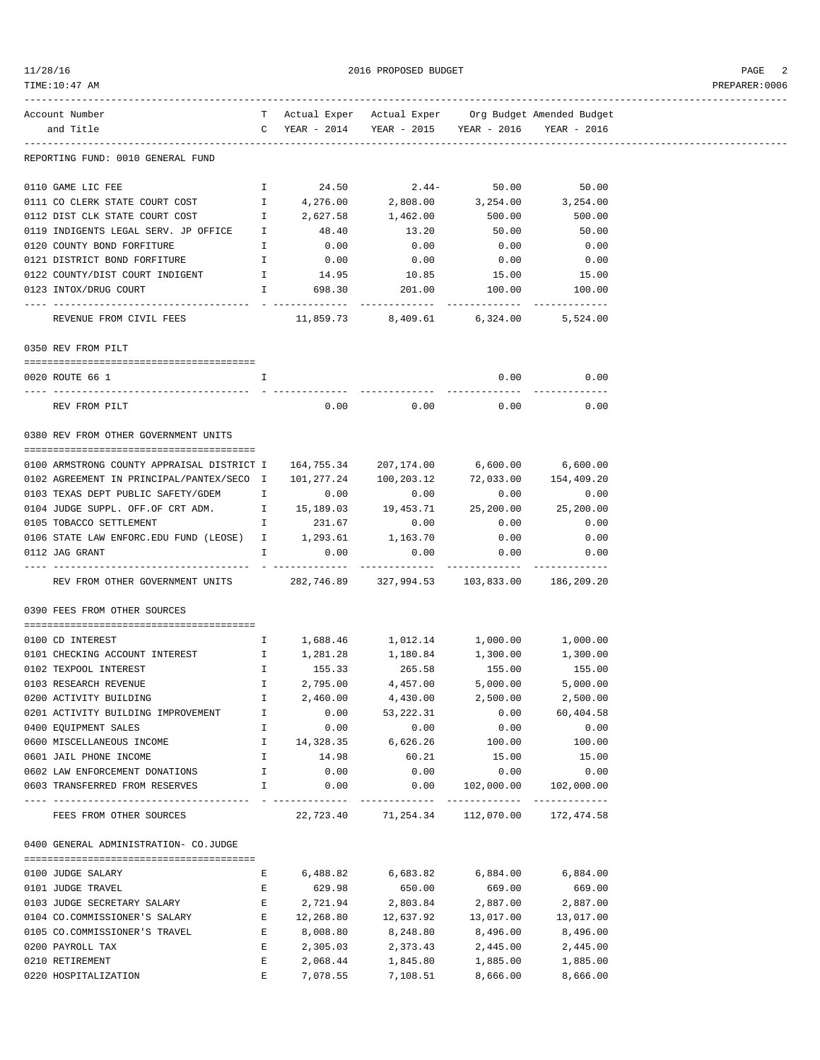2016 PROPOSED BUDGET

| Account Number and Title | T C | Actual Exper YEAR - 2014 | Actual Exper YEAR - 2015 | Org Budget YEAR - 2016 | Amended Budget YEAR - 2016 |
|---|---|---|---|---|---|
| **REPORTING FUND: 0010 GENERAL FUND** | | | | | |
| 0110 GAME LIC FEE | I | 24.50 | 2.44- | 50.00 | 50.00 |
| 0111 CO CLERK STATE COURT COST | I | 4,276.00 | 2,808.00 | 3,254.00 | 3,254.00 |
| 0112 DIST CLK STATE COURT COST | I | 2,627.58 | 1,462.00 | 500.00 | 500.00 |
| 0119 INDIGENTS LEGAL SERV. JP OFFICE | I | 48.40 | 13.20 | 50.00 | 50.00 |
| 0120 COUNTY BOND FORFITURE | I | 0.00 | 0.00 | 0.00 | 0.00 |
| 0121 DISTRICT BOND FORFITURE | I | 0.00 | 0.00 | 0.00 | 0.00 |
| 0122 COUNTY/DIST COURT INDIGENT | I | 14.95 | 10.85 | 15.00 | 15.00 |
| 0123 INTOX/DRUG COURT | I | 698.30 | 201.00 | 100.00 | 100.00 |
| REVENUE FROM CIVIL FEES | | 11,859.73 | 8,409.61 | 6,324.00 | 5,524.00 |
| **0350 REV FROM PILT** | | | | | |
| 0020 ROUTE 66 1 | I | | | 0.00 | 0.00 |
| REV FROM PILT | | 0.00 | 0.00 | 0.00 | 0.00 |
| **0380 REV FROM OTHER GOVERNMENT UNITS** | | | | | |
| 0100 ARMSTRONG COUNTY APPRAISAL DISTRICT | I | 164,755.34 | 207,174.00 | 6,600.00 | 6,600.00 |
| 0102 AGREEMENT IN PRINCIPAL/PANTEX/SECO | I | 101,277.24 | 100,203.12 | 72,033.00 | 154,409.20 |
| 0103 TEXAS DEPT PUBLIC SAFETY/GDEM | I | 0.00 | 0.00 | 0.00 | 0.00 |
| 0104 JUDGE SUPPL. OFF.OF CRT ADM. | I | 15,189.03 | 19,453.71 | 25,200.00 | 25,200.00 |
| 0105 TOBACCO SETTLEMENT | I | 231.67 | 0.00 | 0.00 | 0.00 |
| 0106 STATE LAW ENFORC.EDU FUND (LEOSE) | I | 1,293.61 | 1,163.70 | 0.00 | 0.00 |
| 0112 JAG GRANT | I | 0.00 | 0.00 | 0.00 | 0.00 |
| REV FROM OTHER GOVERNMENT UNITS | | 282,746.89 | 327,994.53 | 103,833.00 | 186,209.20 |
| **0390 FEES FROM OTHER SOURCES** | | | | | |
| 0100 CD INTEREST | I | 1,688.46 | 1,012.14 | 1,000.00 | 1,000.00 |
| 0101 CHECKING ACCOUNT INTEREST | I | 1,281.28 | 1,180.84 | 1,300.00 | 1,300.00 |
| 0102 TEXPOOL INTEREST | I | 155.33 | 265.58 | 155.00 | 155.00 |
| 0103 RESEARCH REVENUE | I | 2,795.00 | 4,457.00 | 5,000.00 | 5,000.00 |
| 0200 ACTIVITY BUILDING | I | 2,460.00 | 4,430.00 | 2,500.00 | 2,500.00 |
| 0201 ACTIVITY BUILDING IMPROVEMENT | I | 0.00 | 53,222.31 | 0.00 | 60,404.58 |
| 0400 EQUIPMENT SALES | I | 0.00 | 0.00 | 0.00 | 0.00 |
| 0600 MISCELLANEOUS INCOME | I | 14,328.35 | 6,626.26 | 100.00 | 100.00 |
| 0601 JAIL PHONE INCOME | I | 14.98 | 60.21 | 15.00 | 15.00 |
| 0602 LAW ENFORCEMENT DONATIONS | I | 0.00 | 0.00 | 0.00 | 0.00 |
| 0603 TRANSFERRED FROM RESERVES | I | 0.00 | 0.00 | 102,000.00 | 102,000.00 |
| FEES FROM OTHER SOURCES | | 22,723.40 | 71,254.34 | 112,070.00 | 172,474.58 |
| **0400 GENERAL ADMINISTRATION- CO.JUDGE** | | | | | |
| 0100 JUDGE SALARY | E | 6,488.82 | 6,683.82 | 6,884.00 | 6,884.00 |
| 0101 JUDGE TRAVEL | E | 629.98 | 650.00 | 669.00 | 669.00 |
| 0103 JUDGE SECRETARY SALARY | E | 2,721.94 | 2,803.84 | 2,887.00 | 2,887.00 |
| 0104 CO.COMMISSIONER'S SALARY | E | 12,268.80 | 12,637.92 | 13,017.00 | 13,017.00 |
| 0105 CO.COMMISSIONER'S TRAVEL | E | 8,008.80 | 8,248.80 | 8,496.00 | 8,496.00 |
| 0200 PAYROLL TAX | E | 2,305.03 | 2,373.43 | 2,445.00 | 2,445.00 |
| 0210 RETIREMENT | E | 2,068.44 | 1,845.80 | 1,885.00 | 1,885.00 |
| 0220 HOSPITALIZATION | E | 7,078.55 | 7,108.51 | 8,666.00 | 8,666.00 |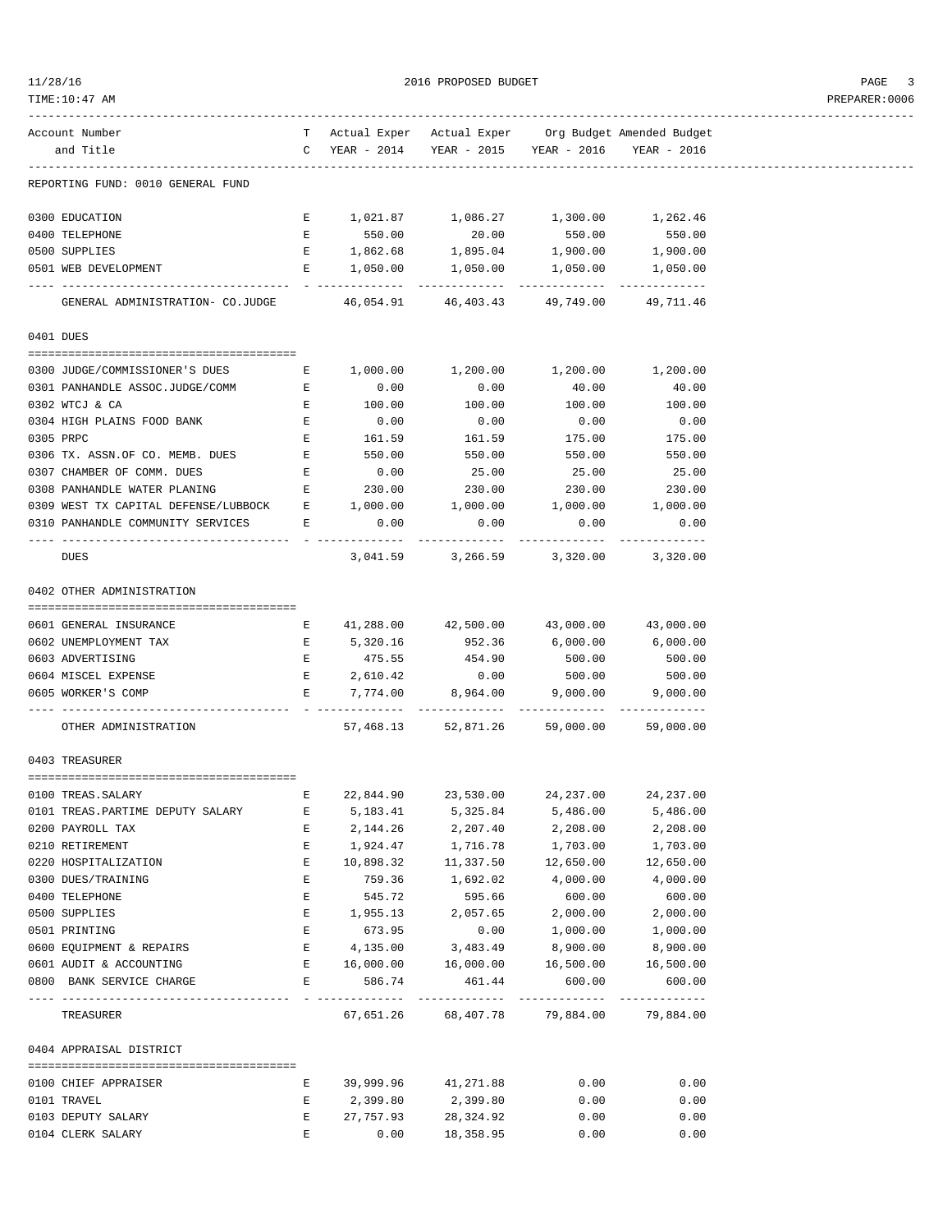REPORTING FUND: 0010 GENERAL FUND

| Account Number and Title | TC | Actual Exper YEAR - 2014 | Actual Exper YEAR - 2015 | Org Budget YEAR - 2016 | Amended Budget YEAR - 2016 |
|---|---|---|---|---|---|
| 0300 EDUCATION | E | 1,021.87 | 1,086.27 | 1,300.00 | 1,262.46 |
| 0400 TELEPHONE | E | 550.00 | 20.00 | 550.00 | 550.00 |
| 0500 SUPPLIES | E | 1,862.68 | 1,895.04 | 1,900.00 | 1,900.00 |
| 0501 WEB DEVELOPMENT | E | 1,050.00 | 1,050.00 | 1,050.00 | 1,050.00 |
| GENERAL ADMINISTRATION- CO.JUDGE | | 46,054.91 | 46,403.43 | 49,749.00 | 49,711.46 |
| **0401 DUES** | | | | | |
| 0300 JUDGE/COMMISSIONER'S DUES | E | 1,000.00 | 1,200.00 | 1,200.00 | 1,200.00 |
| 0301 PANHANDLE ASSOC.JUDGE/COMM | E | 0.00 | 0.00 | 40.00 | 40.00 |
| 0302 WTCJ & CA | E | 100.00 | 100.00 | 100.00 | 100.00 |
| 0304 HIGH PLAINS FOOD BANK | E | 0.00 | 0.00 | 0.00 | 0.00 |
| 0305 PRPC | E | 161.59 | 161.59 | 175.00 | 175.00 |
| 0306 TX. ASSN.OF CO. MEMB. DUES | E | 550.00 | 550.00 | 550.00 | 550.00 |
| 0307 CHAMBER OF COMM. DUES | E | 0.00 | 25.00 | 25.00 | 25.00 |
| 0308 PANHANDLE WATER PLANING | E | 230.00 | 230.00 | 230.00 | 230.00 |
| 0309 WEST TX CAPITAL DEFENSE/LUBBOCK | E | 1,000.00 | 1,000.00 | 1,000.00 | 1,000.00 |
| 0310 PANHANDLE COMMUNITY SERVICES | E | 0.00 | 0.00 | 0.00 | 0.00 |
| DUES | | 3,041.59 | 3,266.59 | 3,320.00 | 3,320.00 |
| **0402 OTHER ADMINISTRATION** | | | | | |
| 0601 GENERAL INSURANCE | E | 41,288.00 | 42,500.00 | 43,000.00 | 43,000.00 |
| 0602 UNEMPLOYMENT TAX | E | 5,320.16 | 952.36 | 6,000.00 | 6,000.00 |
| 0603 ADVERTISING | E | 475.55 | 454.90 | 500.00 | 500.00 |
| 0604 MISCEL EXPENSE | E | 2,610.42 | 0.00 | 500.00 | 500.00 |
| 0605 WORKER'S COMP | E | 7,774.00 | 8,964.00 | 9,000.00 | 9,000.00 |
| OTHER ADMINISTRATION | | 57,468.13 | 52,871.26 | 59,000.00 | 59,000.00 |
| **0403 TREASURER** | | | | | |
| 0100 TREAS.SALARY | E | 22,844.90 | 23,530.00 | 24,237.00 | 24,237.00 |
| 0101 TREAS.PARTIME DEPUTY SALARY | E | 5,183.41 | 5,325.84 | 5,486.00 | 5,486.00 |
| 0200 PAYROLL TAX | E | 2,144.26 | 2,207.40 | 2,208.00 | 2,208.00 |
| 0210 RETIREMENT | E | 1,924.47 | 1,716.78 | 1,703.00 | 1,703.00 |
| 0220 HOSPITALIZATION | E | 10,898.32 | 11,337.50 | 12,650.00 | 12,650.00 |
| 0300 DUES/TRAINING | E | 759.36 | 1,692.02 | 4,000.00 | 4,000.00 |
| 0400 TELEPHONE | E | 545.72 | 595.66 | 600.00 | 600.00 |
| 0500 SUPPLIES | E | 1,955.13 | 2,057.65 | 2,000.00 | 2,000.00 |
| 0501 PRINTING | E | 673.95 | 0.00 | 1,000.00 | 1,000.00 |
| 0600 EQUIPMENT & REPAIRS | E | 4,135.00 | 3,483.49 | 8,900.00 | 8,900.00 |
| 0601 AUDIT & ACCOUNTING | E | 16,000.00 | 16,000.00 | 16,500.00 | 16,500.00 |
| 0800 BANK SERVICE CHARGE | E | 586.74 | 461.44 | 600.00 | 600.00 |
| TREASURER | | 67,651.26 | 68,407.78 | 79,884.00 | 79,884.00 |
| **0404 APPRAISAL DISTRICT** | | | | | |
| 0100 CHIEF APPRAISER | E | 39,999.96 | 41,271.88 | 0.00 | 0.00 |
| 0101 TRAVEL | E | 2,399.80 | 2,399.80 | 0.00 | 0.00 |
| 0103 DEPUTY SALARY | E | 27,757.93 | 28,324.92 | 0.00 | 0.00 |
| 0104 CLERK SALARY | E | 0.00 | 18,358.95 | 0.00 | 0.00 |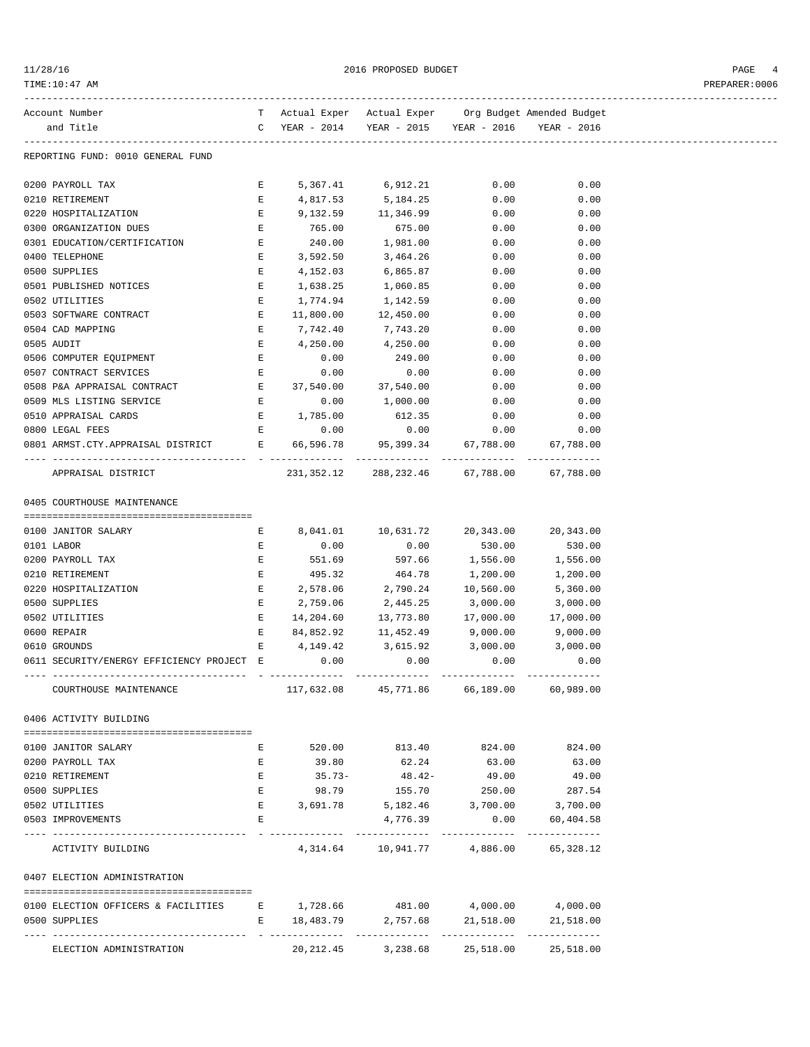2016 PROPOSED BUDGET

| Account Number and Title | TC | Actual Exper YEAR - 2014 | Actual Exper YEAR - 2015 | Org Budget YEAR - 2016 | Amended Budget YEAR - 2016 |
|---|---|---|---|---|---|
| **REPORTING FUND: 0010 GENERAL FUND** | | | | | |
| 0200 PAYROLL TAX | E | 5,367.41 | 6,912.21 | 0.00 | 0.00 |
| 0210 RETIREMENT | E | 4,817.53 | 5,184.25 | 0.00 | 0.00 |
| 0220 HOSPITALIZATION | E | 9,132.59 | 11,346.99 | 0.00 | 0.00 |
| 0300 ORGANIZATION DUES | E | 765.00 | 675.00 | 0.00 | 0.00 |
| 0301 EDUCATION/CERTIFICATION | E | 240.00 | 1,981.00 | 0.00 | 0.00 |
| 0400 TELEPHONE | E | 3,592.50 | 3,464.26 | 0.00 | 0.00 |
| 0500 SUPPLIES | E | 4,152.03 | 6,865.87 | 0.00 | 0.00 |
| 0501 PUBLISHED NOTICES | E | 1,638.25 | 1,060.85 | 0.00 | 0.00 |
| 0502 UTILITIES | E | 1,774.94 | 1,142.59 | 0.00 | 0.00 |
| 0503 SOFTWARE CONTRACT | E | 11,800.00 | 12,450.00 | 0.00 | 0.00 |
| 0504 CAD MAPPING | E | 7,742.40 | 7,743.20 | 0.00 | 0.00 |
| 0505 AUDIT | E | 4,250.00 | 4,250.00 | 0.00 | 0.00 |
| 0506 COMPUTER EQUIPMENT | E | 0.00 | 249.00 | 0.00 | 0.00 |
| 0507 CONTRACT SERVICES | E | 0.00 | 0.00 | 0.00 | 0.00 |
| 0508 P&A APPRAISAL CONTRACT | E | 37,540.00 | 37,540.00 | 0.00 | 0.00 |
| 0509 MLS LISTING SERVICE | E | 0.00 | 1,000.00 | 0.00 | 0.00 |
| 0510 APPRAISAL CARDS | E | 1,785.00 | 612.35 | 0.00 | 0.00 |
| 0800 LEGAL FEES | E | 0.00 | 0.00 | 0.00 | 0.00 |
| 0801 ARMST.CTY.APPRAISAL DISTRICT | E | 66,596.78 | 95,399.34 | 67,788.00 | 67,788.00 |
| APPRAISAL DISTRICT | | 231,352.12 | 288,232.46 | 67,788.00 | 67,788.00 |
| **0405 COURTHOUSE MAINTENANCE** | | | | | |
| 0100 JANITOR SALARY | E | 8,041.01 | 10,631.72 | 20,343.00 | 20,343.00 |
| 0101 LABOR | E | 0.00 | 0.00 | 530.00 | 530.00 |
| 0200 PAYROLL TAX | E | 551.69 | 597.66 | 1,556.00 | 1,556.00 |
| 0210 RETIREMENT | E | 495.32 | 464.78 | 1,200.00 | 1,200.00 |
| 0220 HOSPITALIZATION | E | 2,578.06 | 2,790.24 | 10,560.00 | 5,360.00 |
| 0500 SUPPLIES | E | 2,759.06 | 2,445.25 | 3,000.00 | 3,000.00 |
| 0502 UTILITIES | E | 14,204.60 | 13,773.80 | 17,000.00 | 17,000.00 |
| 0600 REPAIR | E | 84,852.92 | 11,452.49 | 9,000.00 | 9,000.00 |
| 0610 GROUNDS | E | 4,149.42 | 3,615.92 | 3,000.00 | 3,000.00 |
| 0611 SECURITY/ENERGY EFFICIENCY PROJECT | E | 0.00 | 0.00 | 0.00 | 0.00 |
| COURTHOUSE MAINTENANCE | | 117,632.08 | 45,771.86 | 66,189.00 | 60,989.00 |
| **0406 ACTIVITY BUILDING** | | | | | |
| 0100 JANITOR SALARY | E | 520.00 | 813.40 | 824.00 | 824.00 |
| 0200 PAYROLL TAX | E | 39.80 | 62.24 | 63.00 | 63.00 |
| 0210 RETIREMENT | E | 35.73- | 48.42- | 49.00 | 49.00 |
| 0500 SUPPLIES | E | 98.79 | 155.70 | 250.00 | 287.54 |
| 0502 UTILITIES | E | 3,691.78 | 5,182.46 | 3,700.00 | 3,700.00 |
| 0503 IMPROVEMENTS | E | | 4,776.39 | 0.00 | 60,404.58 |
| ACTIVITY BUILDING | | 4,314.64 | 10,941.77 | 4,886.00 | 65,328.12 |
| **0407 ELECTION ADMINISTRATION** | | | | | |
| 0100 ELECTION OFFICERS & FACILITIES | E | 1,728.66 | 481.00 | 4,000.00 | 4,000.00 |
| 0500 SUPPLIES | E | 18,483.79 | 2,757.68 | 21,518.00 | 21,518.00 |
| ELECTION ADMINISTRATION | | 20,212.45 | 3,238.68 | 25,518.00 | 25,518.00 |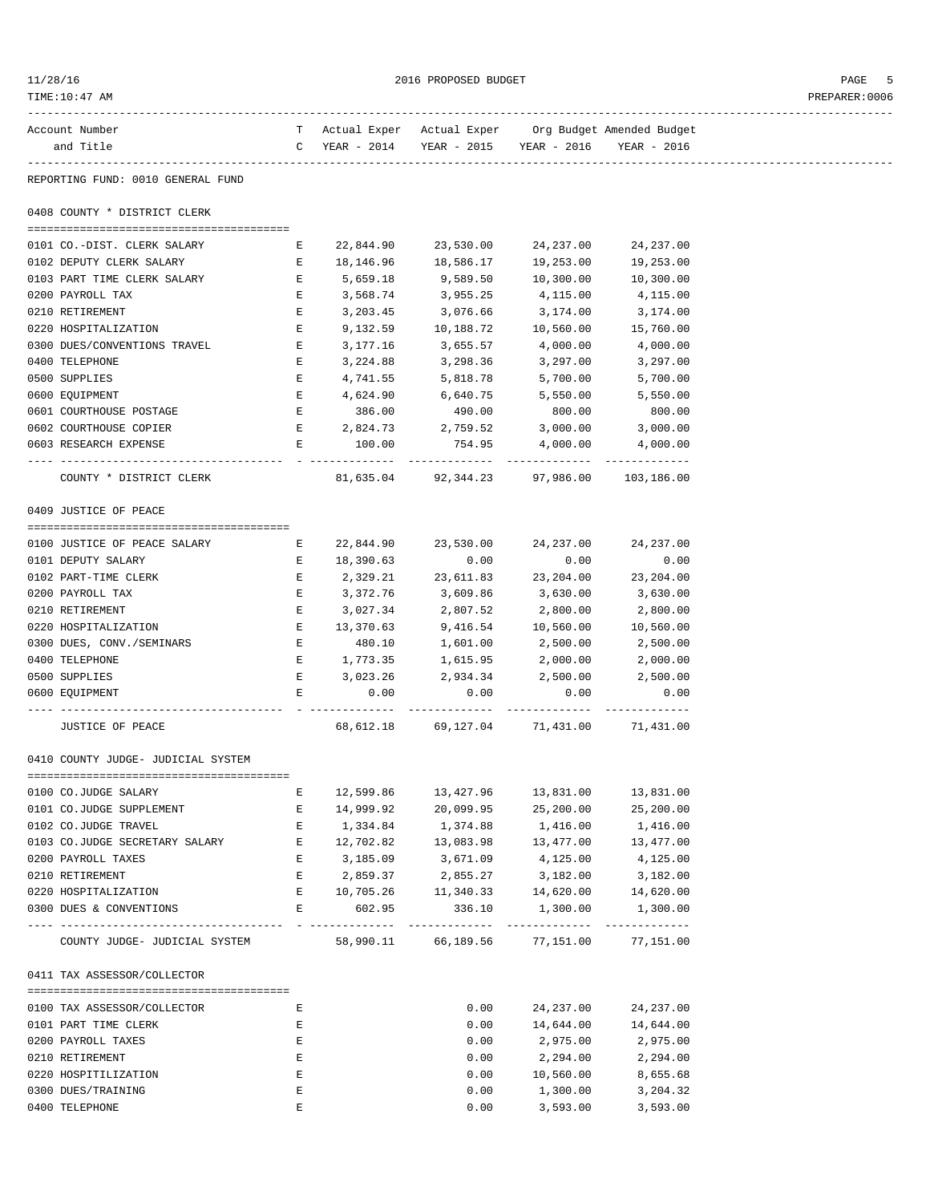2016 PROPOSED BUDGET

REPORTING FUND: 0010 GENERAL FUND

## 0408 COUNTY * DISTRICT CLERK

| Account Number and Title | TC | Actual Exper YEAR - 2014 | Actual Exper YEAR - 2015 | Org Budget YEAR - 2016 | Amended Budget YEAR - 2016 |
|---|---|---|---|---|---|
| 0101 CO.-DIST. CLERK SALARY | E | 22,844.90 | 23,530.00 | 24,237.00 | 24,237.00 |
| 0102 DEPUTY CLERK SALARY | E | 18,146.96 | 18,586.17 | 19,253.00 | 19,253.00 |
| 0103 PART TIME CLERK SALARY | E | 5,659.18 | 9,589.50 | 10,300.00 | 10,300.00 |
| 0200 PAYROLL TAX | E | 3,568.74 | 3,955.25 | 4,115.00 | 4,115.00 |
| 0210 RETIREMENT | E | 3,203.45 | 3,076.66 | 3,174.00 | 3,174.00 |
| 0220 HOSPITALIZATION | E | 9,132.59 | 10,188.72 | 10,560.00 | 15,760.00 |
| 0300 DUES/CONVENTIONS TRAVEL | E | 3,177.16 | 3,655.57 | 4,000.00 | 4,000.00 |
| 0400 TELEPHONE | E | 3,224.88 | 3,298.36 | 3,297.00 | 3,297.00 |
| 0500 SUPPLIES | E | 4,741.55 | 5,818.78 | 5,700.00 | 5,700.00 |
| 0600 EQUIPMENT | E | 4,624.90 | 6,640.75 | 5,550.00 | 5,550.00 |
| 0601 COURTHOUSE POSTAGE | E | 386.00 | 490.00 | 800.00 | 800.00 |
| 0602 COURTHOUSE COPIER | E | 2,824.73 | 2,759.52 | 3,000.00 | 3,000.00 |
| 0603 RESEARCH EXPENSE | E | 100.00 | 754.95 | 4,000.00 | 4,000.00 |
| COUNTY * DISTRICT CLERK | | 81,635.04 | 92,344.23 | 97,986.00 | 103,186.00 |

## 0409 JUSTICE OF PEACE

| Account Number and Title | TC | Actual Exper YEAR - 2014 | Actual Exper YEAR - 2015 | Org Budget YEAR - 2016 | Amended Budget YEAR - 2016 |
|---|---|---|---|---|---|
| 0100 JUSTICE OF PEACE SALARY | E | 22,844.90 | 23,530.00 | 24,237.00 | 24,237.00 |
| 0101 DEPUTY SALARY | E | 18,390.63 | 0.00 | 0.00 | 0.00 |
| 0102 PART-TIME CLERK | E | 2,329.21 | 23,611.83 | 23,204.00 | 23,204.00 |
| 0200 PAYROLL TAX | E | 3,372.76 | 3,609.86 | 3,630.00 | 3,630.00 |
| 0210 RETIREMENT | E | 3,027.34 | 2,807.52 | 2,800.00 | 2,800.00 |
| 0220 HOSPITALIZATION | E | 13,370.63 | 9,416.54 | 10,560.00 | 10,560.00 |
| 0300 DUES, CONV./SEMINARS | E | 480.10 | 1,601.00 | 2,500.00 | 2,500.00 |
| 0400 TELEPHONE | E | 1,773.35 | 1,615.95 | 2,000.00 | 2,000.00 |
| 0500 SUPPLIES | E | 3,023.26 | 2,934.34 | 2,500.00 | 2,500.00 |
| 0600 EQUIPMENT | E | 0.00 | 0.00 | 0.00 | 0.00 |
| JUSTICE OF PEACE | | 68,612.18 | 69,127.04 | 71,431.00 | 71,431.00 |

## 0410 COUNTY JUDGE- JUDICIAL SYSTEM

| Account Number and Title | TC | Actual Exper YEAR - 2014 | Actual Exper YEAR - 2015 | Org Budget YEAR - 2016 | Amended Budget YEAR - 2016 |
|---|---|---|---|---|---|
| 0100 CO.JUDGE SALARY | E | 12,599.86 | 13,427.96 | 13,831.00 | 13,831.00 |
| 0101 CO.JUDGE SUPPLEMENT | E | 14,999.92 | 20,099.95 | 25,200.00 | 25,200.00 |
| 0102 CO.JUDGE TRAVEL | E | 1,334.84 | 1,374.88 | 1,416.00 | 1,416.00 |
| 0103 CO.JUDGE SECRETARY SALARY | E | 12,702.82 | 13,083.98 | 13,477.00 | 13,477.00 |
| 0200 PAYROLL TAXES | E | 3,185.09 | 3,671.09 | 4,125.00 | 4,125.00 |
| 0210 RETIREMENT | E | 2,859.37 | 2,855.27 | 3,182.00 | 3,182.00 |
| 0220 HOSPITALIZATION | E | 10,705.26 | 11,340.33 | 14,620.00 | 14,620.00 |
| 0300 DUES & CONVENTIONS | E | 602.95 | 336.10 | 1,300.00 | 1,300.00 |
| COUNTY JUDGE- JUDICIAL SYSTEM | | 58,990.11 | 66,189.56 | 77,151.00 | 77,151.00 |

## 0411 TAX ASSESSOR/COLLECTOR

| Account Number and Title | TC | Actual Exper YEAR - 2014 | Actual Exper YEAR - 2015 | Org Budget YEAR - 2016 | Amended Budget YEAR - 2016 |
|---|---|---|---|---|---|
| 0100 TAX ASSESSOR/COLLECTOR | E | | 0.00 | 24,237.00 | 24,237.00 |
| 0101 PART TIME CLERK | E | | 0.00 | 14,644.00 | 14,644.00 |
| 0200 PAYROLL TAXES | E | | 0.00 | 2,975.00 | 2,975.00 |
| 0210 RETIREMENT | E | | 0.00 | 2,294.00 | 2,294.00 |
| 0220 HOSPITILIZATION | E | | 0.00 | 10,560.00 | 8,655.68 |
| 0300 DUES/TRAINING | E | | 0.00 | 1,300.00 | 3,204.32 |
| 0400 TELEPHONE | E | | 0.00 | 3,593.00 | 3,593.00 |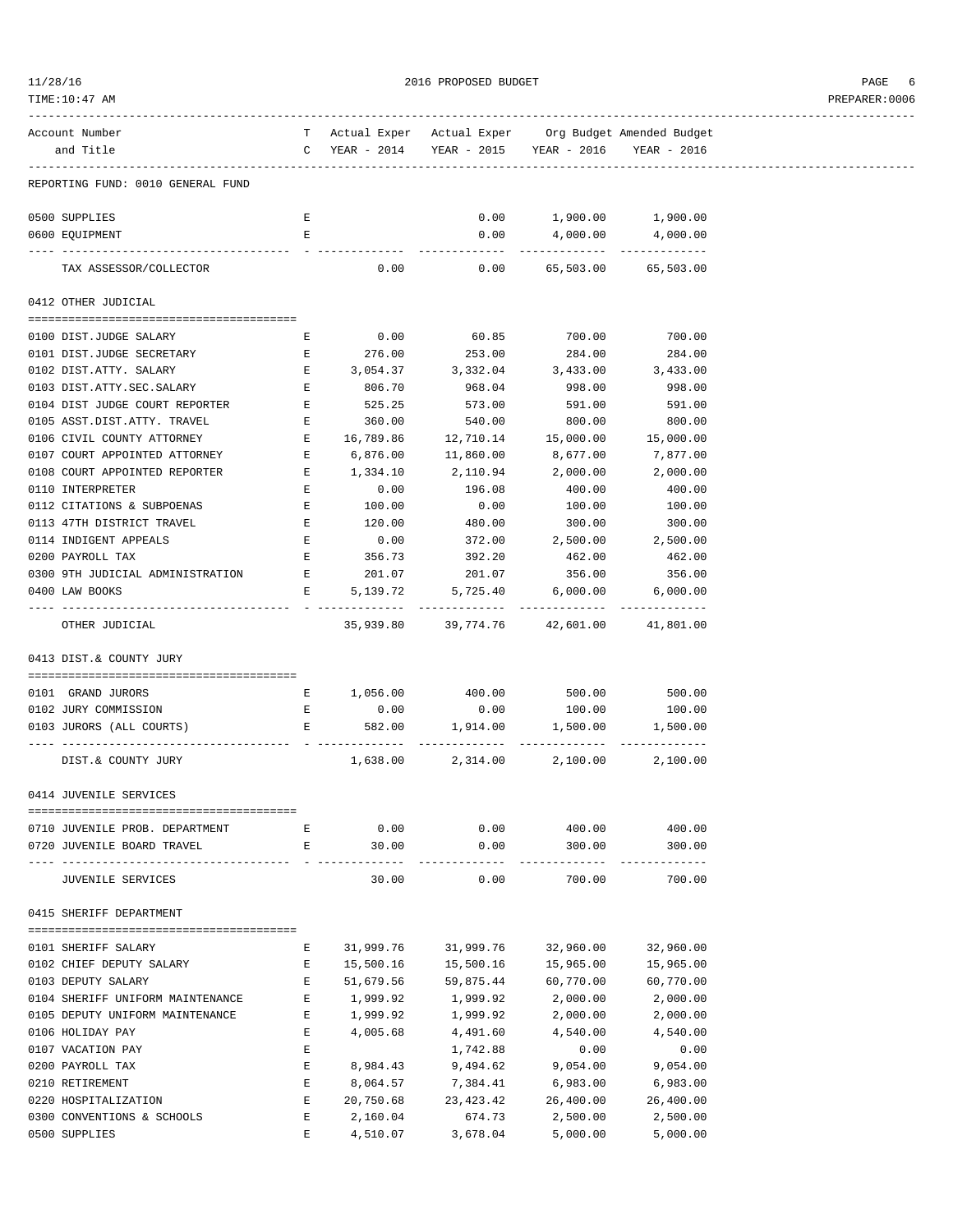REPORTING FUND: 0010 GENERAL FUND

| Account Number and Title | TC | Actual Exper YEAR - 2014 | Actual Exper YEAR - 2015 | Org Budget YEAR - 2016 | Amended Budget YEAR - 2016 |
|---|---|---|---|---|---|
| 0500 SUPPLIES | E | | 0.00 | 1,900.00 | 1,900.00 |
| 0600 EQUIPMENT | E | | 0.00 | 4,000.00 | 4,000.00 |
| TAX ASSESSOR/COLLECTOR | | 0.00 | 0.00 | 65,503.00 | 65,503.00 |

## 0412 OTHER JUDICIAL

| Account Number and Title | TC | Actual Exper YEAR - 2014 | Actual Exper YEAR - 2015 | Org Budget YEAR - 2016 | Amended Budget YEAR - 2016 |
|---|---|---|---|---|---|
| 0100 DIST.JUDGE SALARY | E | 0.00 | 60.85 | 700.00 | 700.00 |
| 0101 DIST.JUDGE SECRETARY | E | 276.00 | 253.00 | 284.00 | 284.00 |
| 0102 DIST.ATTY. SALARY | E | 3,054.37 | 3,332.04 | 3,433.00 | 3,433.00 |
| 0103 DIST.ATTY.SEC.SALARY | E | 806.70 | 968.04 | 998.00 | 998.00 |
| 0104 DIST JUDGE COURT REPORTER | E | 525.25 | 573.00 | 591.00 | 591.00 |
| 0105 ASST.DIST.ATTY. TRAVEL | E | 360.00 | 540.00 | 800.00 | 800.00 |
| 0106 CIVIL COUNTY ATTORNEY | E | 16,789.86 | 12,710.14 | 15,000.00 | 15,000.00 |
| 0107 COURT APPOINTED ATTORNEY | E | 6,876.00 | 11,860.00 | 8,677.00 | 7,877.00 |
| 0108 COURT APPOINTED REPORTER | E | 1,334.10 | 2,110.94 | 2,000.00 | 2,000.00 |
| 0110 INTERPRETER | E | 0.00 | 196.08 | 400.00 | 400.00 |
| 0112 CITATIONS & SUBPOENAS | E | 100.00 | 0.00 | 100.00 | 100.00 |
| 0113 47TH DISTRICT TRAVEL | E | 120.00 | 480.00 | 300.00 | 300.00 |
| 0114 INDIGENT APPEALS | E | 0.00 | 372.00 | 2,500.00 | 2,500.00 |
| 0200 PAYROLL TAX | E | 356.73 | 392.20 | 462.00 | 462.00 |
| 0300 9TH JUDICIAL ADMINISTRATION | E | 201.07 | 201.07 | 356.00 | 356.00 |
| 0400 LAW BOOKS | E | 5,139.72 | 5,725.40 | 6,000.00 | 6,000.00 |
| OTHER JUDICIAL | | 35,939.80 | 39,774.76 | 42,601.00 | 41,801.00 |

## 0413 DIST.& COUNTY JURY

| Account Number and Title | TC | Actual Exper YEAR - 2014 | Actual Exper YEAR - 2015 | Org Budget YEAR - 2016 | Amended Budget YEAR - 2016 |
|---|---|---|---|---|---|
| 0101 GRAND JURORS | E | 1,056.00 | 400.00 | 500.00 | 500.00 |
| 0102 JURY COMMISSION | E | 0.00 | 0.00 | 100.00 | 100.00 |
| 0103 JURORS (ALL COURTS) | E | 582.00 | 1,914.00 | 1,500.00 | 1,500.00 |
| DIST.& COUNTY JURY | | 1,638.00 | 2,314.00 | 2,100.00 | 2,100.00 |

## 0414 JUVENILE SERVICES

| Account Number and Title | TC | Actual Exper YEAR - 2014 | Actual Exper YEAR - 2015 | Org Budget YEAR - 2016 | Amended Budget YEAR - 2016 |
|---|---|---|---|---|---|
| 0710 JUVENILE PROB. DEPARTMENT | E | 0.00 | 0.00 | 400.00 | 400.00 |
| 0720 JUVENILE BOARD TRAVEL | E | 30.00 | 0.00 | 300.00 | 300.00 |
| JUVENILE SERVICES | | 30.00 | 0.00 | 700.00 | 700.00 |

## 0415 SHERIFF DEPARTMENT

| Account Number and Title | TC | Actual Exper YEAR - 2014 | Actual Exper YEAR - 2015 | Org Budget YEAR - 2016 | Amended Budget YEAR - 2016 |
|---|---|---|---|---|---|
| 0101 SHERIFF SALARY | E | 31,999.76 | 31,999.76 | 32,960.00 | 32,960.00 |
| 0102 CHIEF DEPUTY SALARY | E | 15,500.16 | 15,500.16 | 15,965.00 | 15,965.00 |
| 0103 DEPUTY SALARY | E | 51,679.56 | 59,875.44 | 60,770.00 | 60,770.00 |
| 0104 SHERIFF UNIFORM MAINTENANCE | E | 1,999.92 | 1,999.92 | 2,000.00 | 2,000.00 |
| 0105 DEPUTY UNIFORM MAINTENANCE | E | 1,999.92 | 1,999.92 | 2,000.00 | 2,000.00 |
| 0106 HOLIDAY PAY | E | 4,005.68 | 4,491.60 | 4,540.00 | 4,540.00 |
| 0107 VACATION PAY | E | | 1,742.88 | 0.00 | 0.00 |
| 0200 PAYROLL TAX | E | 8,984.43 | 9,494.62 | 9,054.00 | 9,054.00 |
| 0210 RETIREMENT | E | 8,064.57 | 7,384.41 | 6,983.00 | 6,983.00 |
| 0220 HOSPITALIZATION | E | 20,750.68 | 23,423.42 | 26,400.00 | 26,400.00 |
| 0300 CONVENTIONS & SCHOOLS | E | 2,160.04 | 674.73 | 2,500.00 | 2,500.00 |
| 0500 SUPPLIES | E | 4,510.07 | 3,678.04 | 5,000.00 | 5,000.00 |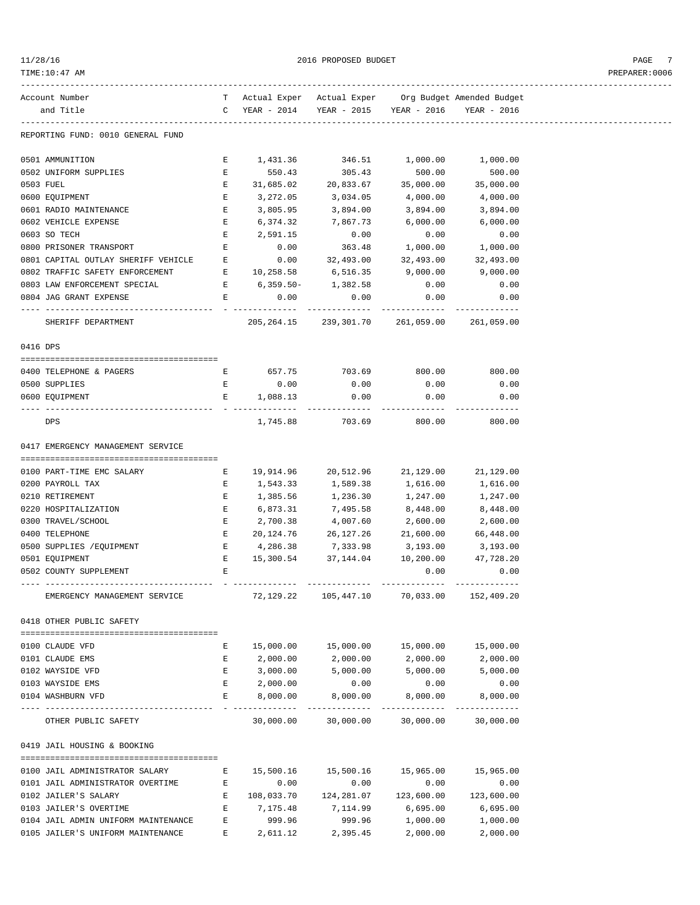REPORTING FUND: 0010 GENERAL FUND

| Account Number and Title | TC | Actual Exper YEAR - 2014 | Actual Exper YEAR - 2015 | Org Budget YEAR - 2016 | Amended Budget YEAR - 2016 |
|---|---|---|---|---|---|
| 0501 AMMUNITION | E | 1,431.36 | 346.51 | 1,000.00 | 1,000.00 |
| 0502 UNIFORM SUPPLIES | E | 550.43 | 305.43 | 500.00 | 500.00 |
| 0503 FUEL | E | 31,685.02 | 20,833.67 | 35,000.00 | 35,000.00 |
| 0600 EQUIPMENT | E | 3,272.05 | 3,034.05 | 4,000.00 | 4,000.00 |
| 0601 RADIO MAINTENANCE | E | 3,805.95 | 3,894.00 | 3,894.00 | 3,894.00 |
| 0602 VEHICLE EXPENSE | E | 6,374.32 | 7,867.73 | 6,000.00 | 6,000.00 |
| 0603 SO TECH | E | 2,591.15 | 0.00 | 0.00 | 0.00 |
| 0800 PRISONER TRANSPORT | E | 0.00 | 363.48 | 1,000.00 | 1,000.00 |
| 0801 CAPITAL OUTLAY SHERIFF VEHICLE | E | 0.00 | 32,493.00 | 32,493.00 | 32,493.00 |
| 0802 TRAFFIC SAFETY ENFORCEMENT | E | 10,258.58 | 6,516.35 | 9,000.00 | 9,000.00 |
| 0803 LAW ENFORCEMENT SPECIAL | E | 6,359.50- | 1,382.58 | 0.00 | 0.00 |
| 0804 JAG GRANT EXPENSE | E | 0.00 | 0.00 | 0.00 | 0.00 |
| SHERIFF DEPARTMENT | | 205,264.15 | 239,301.70 | 261,059.00 | 261,059.00 |
| **0416 DPS** | | | | | |
| 0400 TELEPHONE & PAGERS | E | 657.75 | 703.69 | 800.00 | 800.00 |
| 0500 SUPPLIES | E | 0.00 | 0.00 | 0.00 | 0.00 |
| 0600 EQUIPMENT | E | 1,088.13 | 0.00 | 0.00 | 0.00 |
| DPS | | 1,745.88 | 703.69 | 800.00 | 800.00 |
| **0417 EMERGENCY MANAGEMENT SERVICE** | | | | | |
| 0100 PART-TIME EMC SALARY | E | 19,914.96 | 20,512.96 | 21,129.00 | 21,129.00 |
| 0200 PAYROLL TAX | E | 1,543.33 | 1,589.38 | 1,616.00 | 1,616.00 |
| 0210 RETIREMENT | E | 1,385.56 | 1,236.30 | 1,247.00 | 1,247.00 |
| 0220 HOSPITALIZATION | E | 6,873.31 | 7,495.58 | 8,448.00 | 8,448.00 |
| 0300 TRAVEL/SCHOOL | E | 2,700.38 | 4,007.60 | 2,600.00 | 2,600.00 |
| 0400 TELEPHONE | E | 20,124.76 | 26,127.26 | 21,600.00 | 66,448.00 |
| 0500 SUPPLIES /EQUIPMENT | E | 4,286.38 | 7,333.98 | 3,193.00 | 3,193.00 |
| 0501 EQUIPMENT | E | 15,300.54 | 37,144.04 | 10,200.00 | 47,728.20 |
| 0502 COUNTY SUPPLEMENT | E | | | 0.00 | 0.00 |
| EMERGENCY MANAGEMENT SERVICE | | 72,129.22 | 105,447.10 | 70,033.00 | 152,409.20 |
| **0418 OTHER PUBLIC SAFETY** | | | | | |
| 0100 CLAUDE VFD | E | 15,000.00 | 15,000.00 | 15,000.00 | 15,000.00 |
| 0101 CLAUDE EMS | E | 2,000.00 | 2,000.00 | 2,000.00 | 2,000.00 |
| 0102 WAYSIDE VFD | E | 3,000.00 | 5,000.00 | 5,000.00 | 5,000.00 |
| 0103 WAYSIDE EMS | E | 2,000.00 | 0.00 | 0.00 | 0.00 |
| 0104 WASHBURN VFD | E | 8,000.00 | 8,000.00 | 8,000.00 | 8,000.00 |
| OTHER PUBLIC SAFETY | | 30,000.00 | 30,000.00 | 30,000.00 | 30,000.00 |
| **0419 JAIL HOUSING & BOOKING** | | | | | |
| 0100 JAIL ADMINISTRATOR SALARY | E | 15,500.16 | 15,500.16 | 15,965.00 | 15,965.00 |
| 0101 JAIL ADMINISTRATOR OVERTIME | E | 0.00 | 0.00 | 0.00 | 0.00 |
| 0102 JAILER'S SALARY | E | 108,033.70 | 124,281.07 | 123,600.00 | 123,600.00 |
| 0103 JAILER'S OVERTIME | E | 7,175.48 | 7,114.99 | 6,695.00 | 6,695.00 |
| 0104 JAIL ADMIN UNIFORM MAINTENANCE | E | 999.96 | 999.96 | 1,000.00 | 1,000.00 |
| 0105 JAILER'S UNIFORM MAINTENANCE | E | 2,611.12 | 2,395.45 | 2,000.00 | 2,000.00 |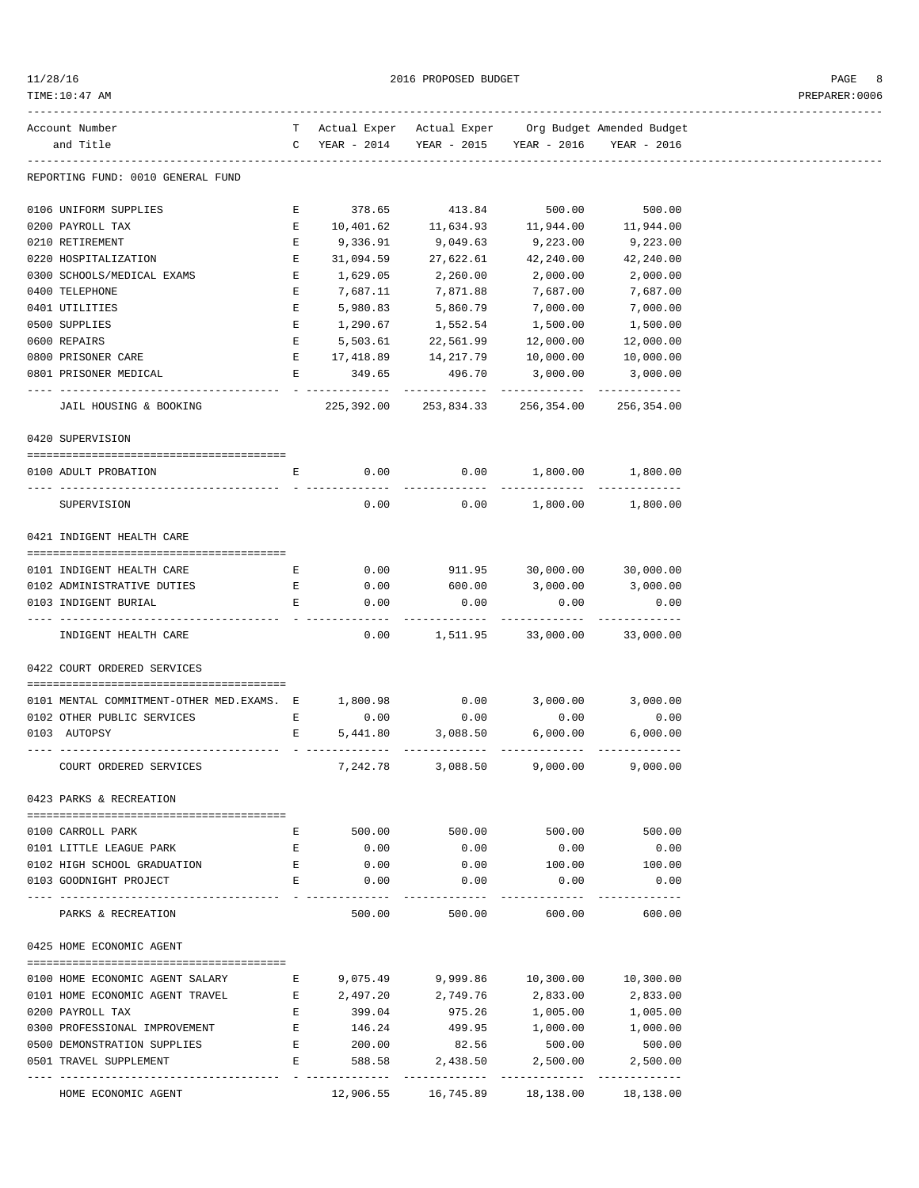2016 PROPOSED BUDGET

| Account Number and Title | TC | Actual Exper YEAR - 2014 | Actual Exper YEAR - 2015 | Org Budget YEAR - 2016 | Amended Budget YEAR - 2016 |
|---|---|---|---|---|---|

REPORTING FUND: 0010 GENERAL FUND

| Account Number and Title | TC | Actual Exper YEAR - 2014 | Actual Exper YEAR - 2015 | Org Budget YEAR - 2016 | Amended Budget YEAR - 2016 |
|---|---|---|---|---|---|
| 0106 UNIFORM SUPPLIES | E | 378.65 | 413.84 | 500.00 | 500.00 |
| 0200 PAYROLL TAX | E | 10,401.62 | 11,634.93 | 11,944.00 | 11,944.00 |
| 0210 RETIREMENT | E | 9,336.91 | 9,049.63 | 9,223.00 | 9,223.00 |
| 0220 HOSPITALIZATION | E | 31,094.59 | 27,622.61 | 42,240.00 | 42,240.00 |
| 0300 SCHOOLS/MEDICAL EXAMS | E | 1,629.05 | 2,260.00 | 2,000.00 | 2,000.00 |
| 0400 TELEPHONE | E | 7,687.11 | 7,871.88 | 7,687.00 | 7,687.00 |
| 0401 UTILITIES | E | 5,980.83 | 5,860.79 | 7,000.00 | 7,000.00 |
| 0500 SUPPLIES | E | 1,290.67 | 1,552.54 | 1,500.00 | 1,500.00 |
| 0600 REPAIRS | E | 5,503.61 | 22,561.99 | 12,000.00 | 12,000.00 |
| 0800 PRISONER CARE | E | 17,418.89 | 14,217.79 | 10,000.00 | 10,000.00 |
| 0801 PRISONER MEDICAL | E | 349.65 | 496.70 | 3,000.00 | 3,000.00 |
| JAIL HOUSING & BOOKING | | 225,392.00 | 253,834.33 | 256,354.00 | 256,354.00 |

0420 SUPERVISION

| Account Number and Title | TC | Actual Exper YEAR - 2014 | Actual Exper YEAR - 2015 | Org Budget YEAR - 2016 | Amended Budget YEAR - 2016 |
|---|---|---|---|---|---|
| 0100 ADULT PROBATION | E | 0.00 | 0.00 | 1,800.00 | 1,800.00 |
| SUPERVISION | | 0.00 | 0.00 | 1,800.00 | 1,800.00 |

0421 INDIGENT HEALTH CARE

| Account Number and Title | TC | Actual Exper YEAR - 2014 | Actual Exper YEAR - 2015 | Org Budget YEAR - 2016 | Amended Budget YEAR - 2016 |
|---|---|---|---|---|---|
| 0101 INDIGENT HEALTH CARE | E | 0.00 | 911.95 | 30,000.00 | 30,000.00 |
| 0102 ADMINISTRATIVE DUTIES | E | 0.00 | 600.00 | 3,000.00 | 3,000.00 |
| 0103 INDIGENT BURIAL | E | 0.00 | 0.00 | 0.00 | 0.00 |
| INDIGENT HEALTH CARE | | 0.00 | 1,511.95 | 33,000.00 | 33,000.00 |

0422 COURT ORDERED SERVICES

| Account Number and Title | TC | Actual Exper YEAR - 2014 | Actual Exper YEAR - 2015 | Org Budget YEAR - 2016 | Amended Budget YEAR - 2016 |
|---|---|---|---|---|---|
| 0101 MENTAL COMMITMENT-OTHER MED.EXAMS. | E | 1,800.98 | 0.00 | 3,000.00 | 3,000.00 |
| 0102 OTHER PUBLIC SERVICES | E | 0.00 | 0.00 | 0.00 | 0.00 |
| 0103 AUTOPSY | E | 5,441.80 | 3,088.50 | 6,000.00 | 6,000.00 |
| COURT ORDERED SERVICES | | 7,242.78 | 3,088.50 | 9,000.00 | 9,000.00 |

0423 PARKS & RECREATION

| Account Number and Title | TC | Actual Exper YEAR - 2014 | Actual Exper YEAR - 2015 | Org Budget YEAR - 2016 | Amended Budget YEAR - 2016 |
|---|---|---|---|---|---|
| 0100 CARROLL PARK | E | 500.00 | 500.00 | 500.00 | 500.00 |
| 0101 LITTLE LEAGUE PARK | E | 0.00 | 0.00 | 0.00 | 0.00 |
| 0102 HIGH SCHOOL GRADUATION | E | 0.00 | 0.00 | 100.00 | 100.00 |
| 0103 GOODNIGHT PROJECT | E | 0.00 | 0.00 | 0.00 | 0.00 |
| PARKS & RECREATION | | 500.00 | 500.00 | 600.00 | 600.00 |

0425 HOME ECONOMIC AGENT

| Account Number and Title | TC | Actual Exper YEAR - 2014 | Actual Exper YEAR - 2015 | Org Budget YEAR - 2016 | Amended Budget YEAR - 2016 |
|---|---|---|---|---|---|
| 0100 HOME ECONOMIC AGENT SALARY | E | 9,075.49 | 9,999.86 | 10,300.00 | 10,300.00 |
| 0101 HOME ECONOMIC AGENT TRAVEL | E | 2,497.20 | 2,749.76 | 2,833.00 | 2,833.00 |
| 0200 PAYROLL TAX | E | 399.04 | 975.26 | 1,005.00 | 1,005.00 |
| 0300 PROFESSIONAL IMPROVEMENT | E | 146.24 | 499.95 | 1,000.00 | 1,000.00 |
| 0500 DEMONSTRATION SUPPLIES | E | 200.00 | 82.56 | 500.00 | 500.00 |
| 0501 TRAVEL SUPPLEMENT | E | 588.58 | 2,438.50 | 2,500.00 | 2,500.00 |
| HOME ECONOMIC AGENT | | 12,906.55 | 16,745.89 | 18,138.00 | 18,138.00 |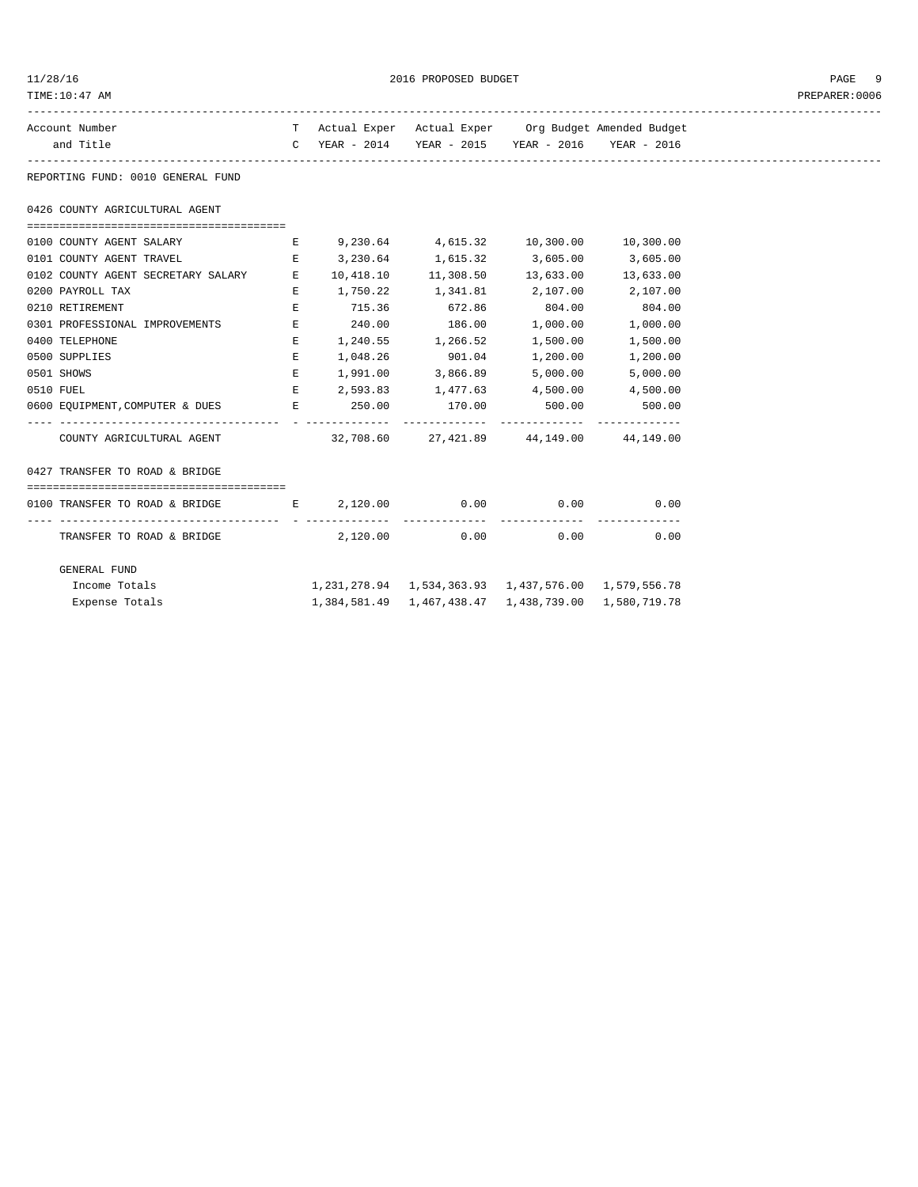| Account Number and Title | TC | Actual Exper YEAR - 2014 | Actual Exper YEAR - 2015 | Org Budget YEAR - 2016 | Amended Budget YEAR - 2016 |
|---|---|---|---|---|---|
| **REPORTING FUND: 0010 GENERAL FUND** | | | | | |
| **0426 COUNTY AGRICULTURAL AGENT** | | | | | |
| 0100 COUNTY AGENT SALARY | E | 9,230.64 | 4,615.32 | 10,300.00 | 10,300.00 |
| 0101 COUNTY AGENT TRAVEL | E | 3,230.64 | 1,615.32 | 3,605.00 | 3,605.00 |
| 0102 COUNTY AGENT SECRETARY SALARY | E | 10,418.10 | 11,308.50 | 13,633.00 | 13,633.00 |
| 0200 PAYROLL TAX | E | 1,750.22 | 1,341.81 | 2,107.00 | 2,107.00 |
| 0210 RETIREMENT | E | 715.36 | 672.86 | 804.00 | 804.00 |
| 0301 PROFESSIONAL IMPROVEMENTS | E | 240.00 | 186.00 | 1,000.00 | 1,000.00 |
| 0400 TELEPHONE | E | 1,240.55 | 1,266.52 | 1,500.00 | 1,500.00 |
| 0500 SUPPLIES | E | 1,048.26 | 901.04 | 1,200.00 | 1,200.00 |
| 0501 SHOWS | E | 1,991.00 | 3,866.89 | 5,000.00 | 5,000.00 |
| 0510 FUEL | E | 2,593.83 | 1,477.63 | 4,500.00 | 4,500.00 |
| 0600 EQUIPMENT,COMPUTER & DUES | E | 250.00 | 170.00 | 500.00 | 500.00 |
| COUNTY AGRICULTURAL AGENT | | 32,708.60 | 27,421.89 | 44,149.00 | 44,149.00 |
| **0427 TRANSFER TO ROAD & BRIDGE** | | | | | |
| 0100 TRANSFER TO ROAD & BRIDGE | E | 2,120.00 | 0.00 | 0.00 | 0.00 |
| TRANSFER TO ROAD & BRIDGE | | 2,120.00 | 0.00 | 0.00 | 0.00 |
| **GENERAL FUND** | | | | | |
| Income Totals | | 1,231,278.94 | 1,534,363.93 | 1,437,576.00 | 1,579,556.78 |
| Expense Totals | | 1,384,581.49 | 1,467,438.47 | 1,438,739.00 | 1,580,719.78 |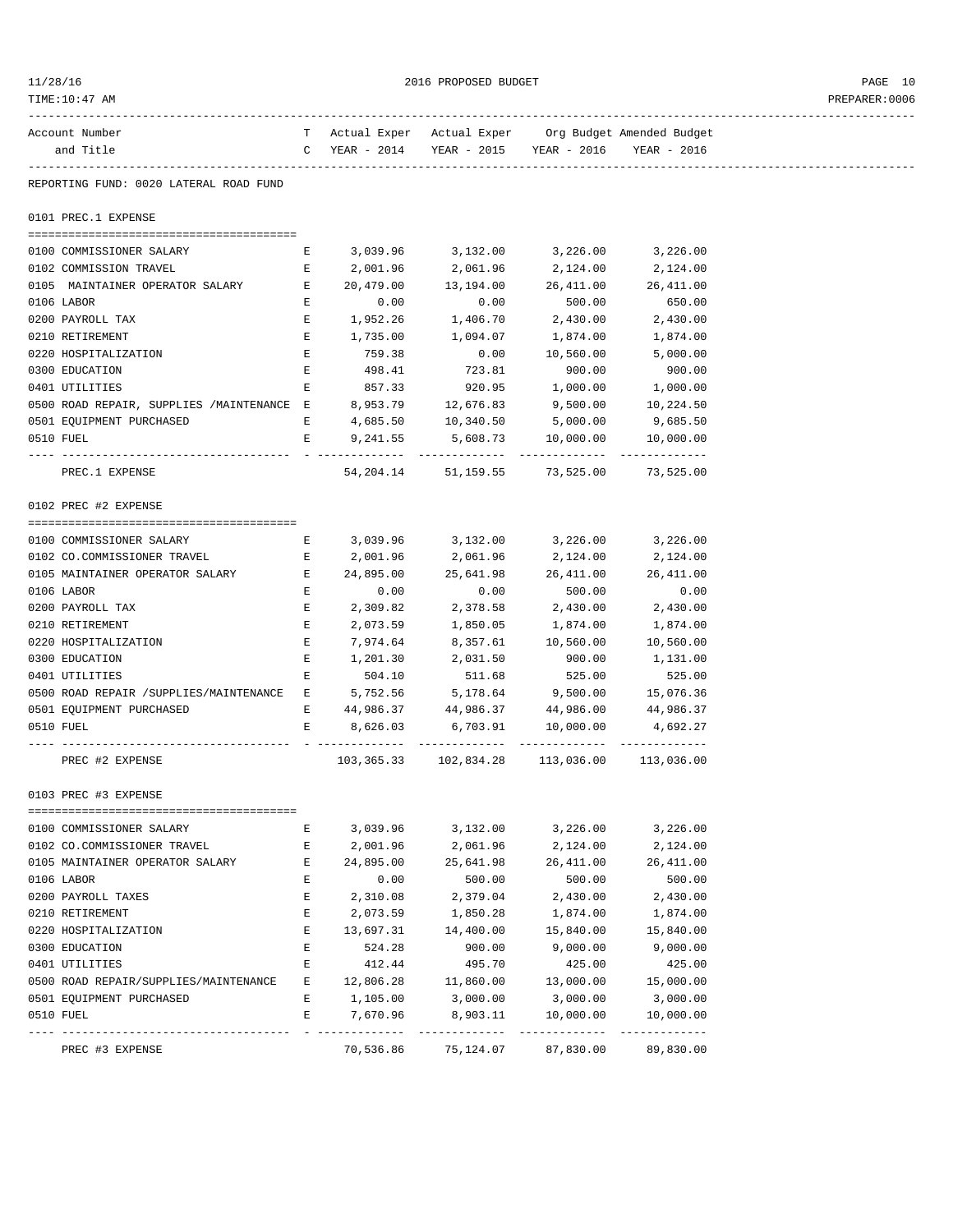REPORTING FUND: 0020 LATERAL ROAD FUND

| Account Number and Title | TC | Actual Exper YEAR - 2014 | Actual Exper YEAR - 2015 | Org Budget YEAR - 2016 | Amended Budget YEAR - 2016 |
|---|---|---|---|---|---|
| **0101 PREC.1 EXPENSE** | | | | | |
| 0100 COMMISSIONER SALARY | E | 3,039.96 | 3,132.00 | 3,226.00 | 3,226.00 |
| 0102 COMMISSION TRAVEL | E | 2,001.96 | 2,061.96 | 2,124.00 | 2,124.00 |
| 0105 MAINTAINER OPERATOR SALARY | E | 20,479.00 | 13,194.00 | 26,411.00 | 26,411.00 |
| 0106 LABOR | E | 0.00 | 0.00 | 500.00 | 650.00 |
| 0200 PAYROLL TAX | E | 1,952.26 | 1,406.70 | 2,430.00 | 2,430.00 |
| 0210 RETIREMENT | E | 1,735.00 | 1,094.07 | 1,874.00 | 1,874.00 |
| 0220 HOSPITALIZATION | E | 759.38 | 0.00 | 10,560.00 | 5,000.00 |
| 0300 EDUCATION | E | 498.41 | 723.81 | 900.00 | 900.00 |
| 0401 UTILITIES | E | 857.33 | 920.95 | 1,000.00 | 1,000.00 |
| 0500 ROAD REPAIR, SUPPLIES /MAINTENANCE | E | 8,953.79 | 12,676.83 | 9,500.00 | 10,224.50 |
| 0501 EQUIPMENT PURCHASED | E | 4,685.50 | 10,340.50 | 5,000.00 | 9,685.50 |
| 0510 FUEL | E | 9,241.55 | 5,608.73 | 10,000.00 | 10,000.00 |
| PREC.1 EXPENSE | | 54,204.14 | 51,159.55 | 73,525.00 | 73,525.00 |
| **0102 PREC #2 EXPENSE** | | | | | |
| 0100 COMMISSIONER SALARY | E | 3,039.96 | 3,132.00 | 3,226.00 | 3,226.00 |
| 0102 CO.COMMISSIONER TRAVEL | E | 2,001.96 | 2,061.96 | 2,124.00 | 2,124.00 |
| 0105 MAINTAINER OPERATOR SALARY | E | 24,895.00 | 25,641.98 | 26,411.00 | 26,411.00 |
| 0106 LABOR | E | 0.00 | 0.00 | 500.00 | 0.00 |
| 0200 PAYROLL TAX | E | 2,309.82 | 2,378.58 | 2,430.00 | 2,430.00 |
| 0210 RETIREMENT | E | 2,073.59 | 1,850.05 | 1,874.00 | 1,874.00 |
| 0220 HOSPITALIZATION | E | 7,974.64 | 8,357.61 | 10,560.00 | 10,560.00 |
| 0300 EDUCATION | E | 1,201.30 | 2,031.50 | 900.00 | 1,131.00 |
| 0401 UTILITIES | E | 504.10 | 511.68 | 525.00 | 525.00 |
| 0500 ROAD REPAIR /SUPPLIES/MAINTENANCE | E | 5,752.56 | 5,178.64 | 9,500.00 | 15,076.36 |
| 0501 EQUIPMENT PURCHASED | E | 44,986.37 | 44,986.37 | 44,986.00 | 44,986.37 |
| 0510 FUEL | E | 8,626.03 | 6,703.91 | 10,000.00 | 4,692.27 |
| PREC #2 EXPENSE | | 103,365.33 | 102,834.28 | 113,036.00 | 113,036.00 |
| **0103 PREC #3 EXPENSE** | | | | | |
| 0100 COMMISSIONER SALARY | E | 3,039.96 | 3,132.00 | 3,226.00 | 3,226.00 |
| 0102 CO.COMMISSIONER TRAVEL | E | 2,001.96 | 2,061.96 | 2,124.00 | 2,124.00 |
| 0105 MAINTAINER OPERATOR SALARY | E | 24,895.00 | 25,641.98 | 26,411.00 | 26,411.00 |
| 0106 LABOR | E | 0.00 | 500.00 | 500.00 | 500.00 |
| 0200 PAYROLL TAXES | E | 2,310.08 | 2,379.04 | 2,430.00 | 2,430.00 |
| 0210 RETIREMENT | E | 2,073.59 | 1,850.28 | 1,874.00 | 1,874.00 |
| 0220 HOSPITALIZATION | E | 13,697.31 | 14,400.00 | 15,840.00 | 15,840.00 |
| 0300 EDUCATION | E | 524.28 | 900.00 | 9,000.00 | 9,000.00 |
| 0401 UTILITIES | E | 412.44 | 495.70 | 425.00 | 425.00 |
| 0500 ROAD REPAIR/SUPPLIES/MAINTENANCE | E | 12,806.28 | 11,860.00 | 13,000.00 | 15,000.00 |
| 0501 EQUIPMENT PURCHASED | E | 1,105.00 | 3,000.00 | 3,000.00 | 3,000.00 |
| 0510 FUEL | E | 7,670.96 | 8,903.11 | 10,000.00 | 10,000.00 |
| PREC #3 EXPENSE | | 70,536.86 | 75,124.07 | 87,830.00 | 89,830.00 |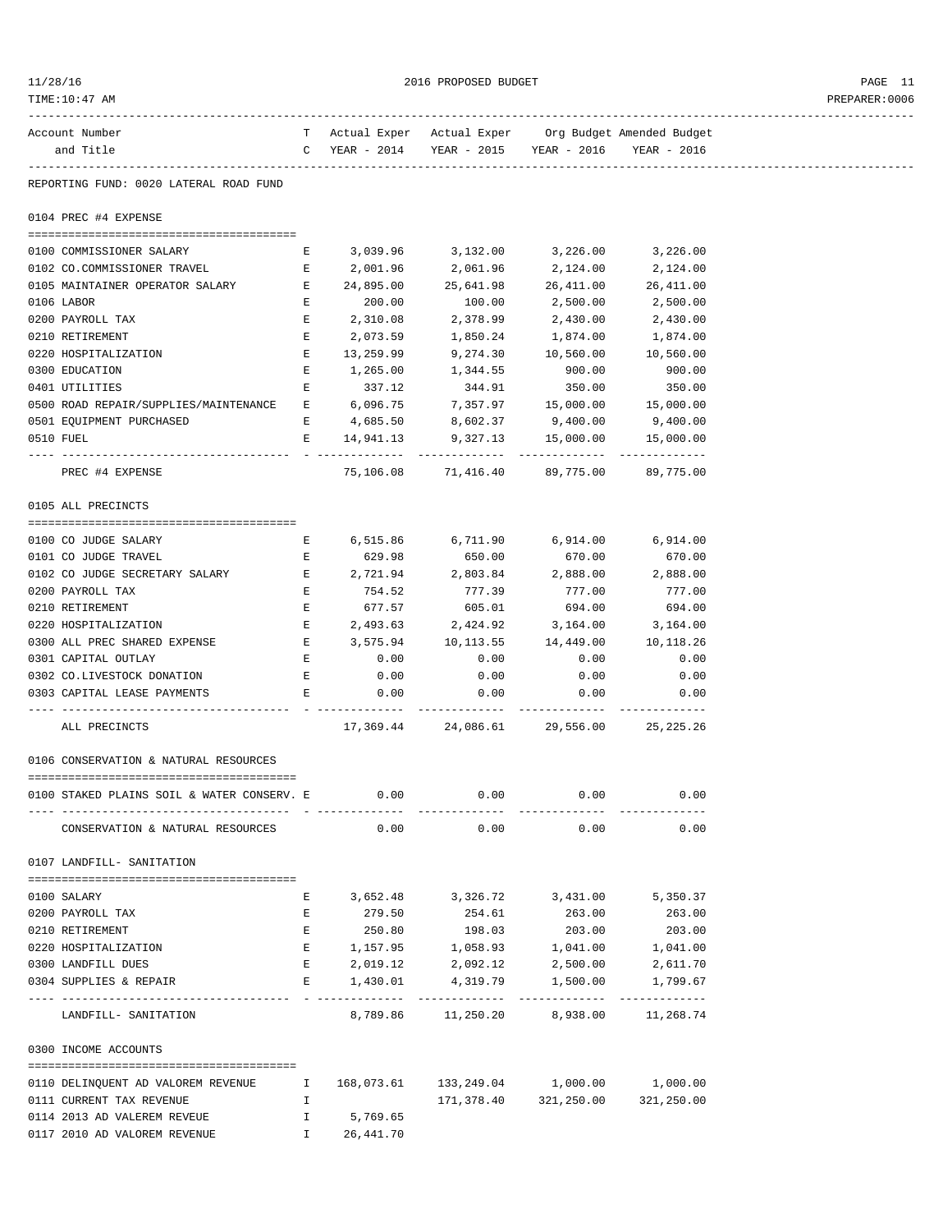2016 PROPOSED BUDGET

| Account Number and Title | TC | Actual Exper YEAR - 2014 | Actual Exper YEAR - 2015 | Org Budget YEAR - 2016 | Amended Budget YEAR - 2016 |
|---|---|---|---|---|---|
| **REPORTING FUND: 0020 LATERAL ROAD FUND** | | | | | |
| **0104 PREC #4 EXPENSE** | | | | | |
| 0100 COMMISSIONER SALARY | E | 3,039.96 | 3,132.00 | 3,226.00 | 3,226.00 |
| 0102 CO.COMMISSIONER TRAVEL | E | 2,001.96 | 2,061.96 | 2,124.00 | 2,124.00 |
| 0105 MAINTAINER OPERATOR SALARY | E | 24,895.00 | 25,641.98 | 26,411.00 | 26,411.00 |
| 0106 LABOR | E | 200.00 | 100.00 | 2,500.00 | 2,500.00 |
| 0200 PAYROLL TAX | E | 2,310.08 | 2,378.99 | 2,430.00 | 2,430.00 |
| 0210 RETIREMENT | E | 2,073.59 | 1,850.24 | 1,874.00 | 1,874.00 |
| 0220 HOSPITALIZATION | E | 13,259.99 | 9,274.30 | 10,560.00 | 10,560.00 |
| 0300 EDUCATION | E | 1,265.00 | 1,344.55 | 900.00 | 900.00 |
| 0401 UTILITIES | E | 337.12 | 344.91 | 350.00 | 350.00 |
| 0500 ROAD REPAIR/SUPPLIES/MAINTENANCE | E | 6,096.75 | 7,357.97 | 15,000.00 | 15,000.00 |
| 0501 EQUIPMENT PURCHASED | E | 4,685.50 | 8,602.37 | 9,400.00 | 9,400.00 |
| 0510 FUEL | E | 14,941.13 | 9,327.13 | 15,000.00 | 15,000.00 |
| PREC #4 EXPENSE | | 75,106.08 | 71,416.40 | 89,775.00 | 89,775.00 |
| **0105 ALL PRECINCTS** | | | | | |
| 0100 CO JUDGE SALARY | E | 6,515.86 | 6,711.90 | 6,914.00 | 6,914.00 |
| 0101 CO JUDGE TRAVEL | E | 629.98 | 650.00 | 670.00 | 670.00 |
| 0102 CO JUDGE SECRETARY SALARY | E | 2,721.94 | 2,803.84 | 2,888.00 | 2,888.00 |
| 0200 PAYROLL TAX | E | 754.52 | 777.39 | 777.00 | 777.00 |
| 0210 RETIREMENT | E | 677.57 | 605.01 | 694.00 | 694.00 |
| 0220 HOSPITALIZATION | E | 2,493.63 | 2,424.92 | 3,164.00 | 3,164.00 |
| 0300 ALL PREC SHARED EXPENSE | E | 3,575.94 | 10,113.55 | 14,449.00 | 10,118.26 |
| 0301 CAPITAL OUTLAY | E | 0.00 | 0.00 | 0.00 | 0.00 |
| 0302 CO.LIVESTOCK DONATION | E | 0.00 | 0.00 | 0.00 | 0.00 |
| 0303 CAPITAL LEASE PAYMENTS | E | 0.00 | 0.00 | 0.00 | 0.00 |
| ALL PRECINCTS | | 17,369.44 | 24,086.61 | 29,556.00 | 25,225.26 |
| **0106 CONSERVATION & NATURAL RESOURCES** | | | | | |
| 0100 STAKED PLAINS SOIL & WATER CONSERV. | E | 0.00 | 0.00 | 0.00 | 0.00 |
| CONSERVATION & NATURAL RESOURCES | | 0.00 | 0.00 | 0.00 | 0.00 |
| **0107 LANDFILL- SANITATION** | | | | | |
| 0100 SALARY | E | 3,652.48 | 3,326.72 | 3,431.00 | 5,350.37 |
| 0200 PAYROLL TAX | E | 279.50 | 254.61 | 263.00 | 263.00 |
| 0210 RETIREMENT | E | 250.80 | 198.03 | 203.00 | 203.00 |
| 0220 HOSPITALIZATION | E | 1,157.95 | 1,058.93 | 1,041.00 | 1,041.00 |
| 0300 LANDFILL DUES | E | 2,019.12 | 2,092.12 | 2,500.00 | 2,611.70 |
| 0304 SUPPLIES & REPAIR | E | 1,430.01 | 4,319.79 | 1,500.00 | 1,799.67 |
| LANDFILL- SANITATION | | 8,789.86 | 11,250.20 | 8,938.00 | 11,268.74 |
| **0300 INCOME ACCOUNTS** | | | | | |
| 0110 DELINQUENT AD VALOREM REVENUE | I | 168,073.61 | 133,249.04 | 1,000.00 | 1,000.00 |
| 0111 CURRENT TAX REVENUE | I | | 171,378.40 | 321,250.00 | 321,250.00 |
| 0114 2013 AD VALEREM REVEUE | I | 5,769.65 | | | |
| 0117 2010 AD VALOREM REVENUE | I | 26,441.70 | | | |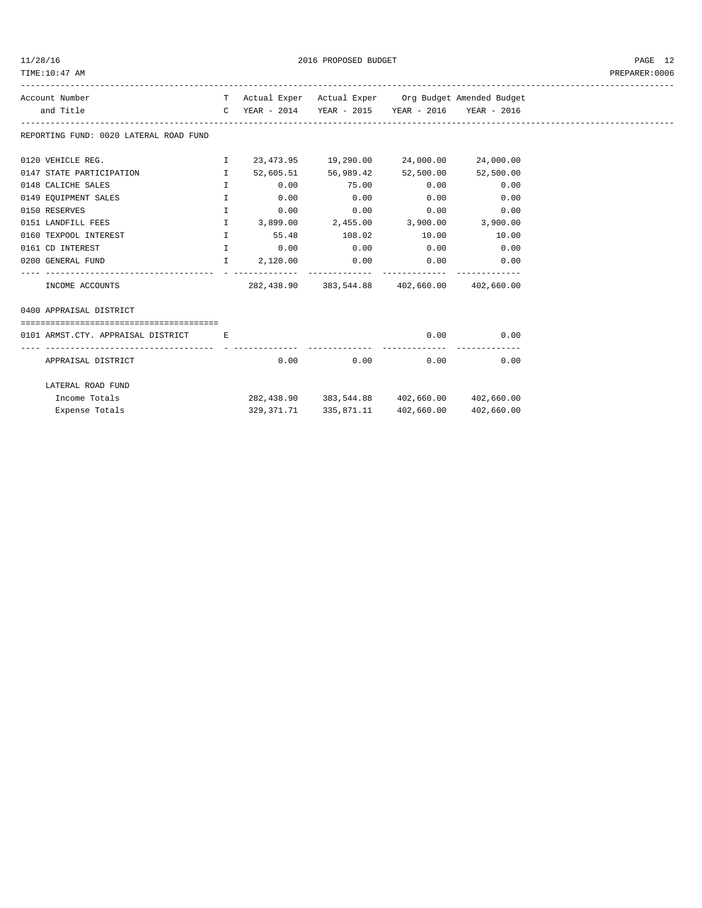| Account Number and Title | TC | Actual Exper YEAR - 2014 | Actual Exper YEAR - 2015 | Org Budget YEAR - 2016 | Amended Budget YEAR - 2016 |
|---|---|---|---|---|---|
| **REPORTING FUND: 0020 LATERAL ROAD FUND** | | | | | |
| 0120 VEHICLE REG. | I | 23,473.95 | 19,290.00 | 24,000.00 | 24,000.00 |
| 0147 STATE PARTICIPATION | I | 52,605.51 | 56,989.42 | 52,500.00 | 52,500.00 |
| 0148 CALICHE SALES | I | 0.00 | 75.00 | 0.00 | 0.00 |
| 0149 EQUIPMENT SALES | I | 0.00 | 0.00 | 0.00 | 0.00 |
| 0150 RESERVES | I | 0.00 | 0.00 | 0.00 | 0.00 |
| 0151 LANDFILL FEES | I | 3,899.00 | 2,455.00 | 3,900.00 | 3,900.00 |
| 0160 TEXPOOL INTEREST | I | 55.48 | 108.02 | 10.00 | 10.00 |
| 0161 CD INTEREST | I | 0.00 | 0.00 | 0.00 | 0.00 |
| 0200 GENERAL FUND | I | 2,120.00 | 0.00 | 0.00 | 0.00 |
| INCOME ACCOUNTS | | 282,438.90 | 383,544.88 | 402,660.00 | 402,660.00 |
| **0400 APPRAISAL DISTRICT** | | | | | |
| 0101 ARMST.CTY. APPRAISAL DISTRICT | E | | | 0.00 | 0.00 |
| APPRAISAL DISTRICT | | 0.00 | 0.00 | 0.00 | 0.00 |
| **LATERAL ROAD FUND** | | | | | |
| Income Totals | | 282,438.90 | 383,544.88 | 402,660.00 | 402,660.00 |
| Expense Totals | | 329,371.71 | 335,871.11 | 402,660.00 | 402,660.00 |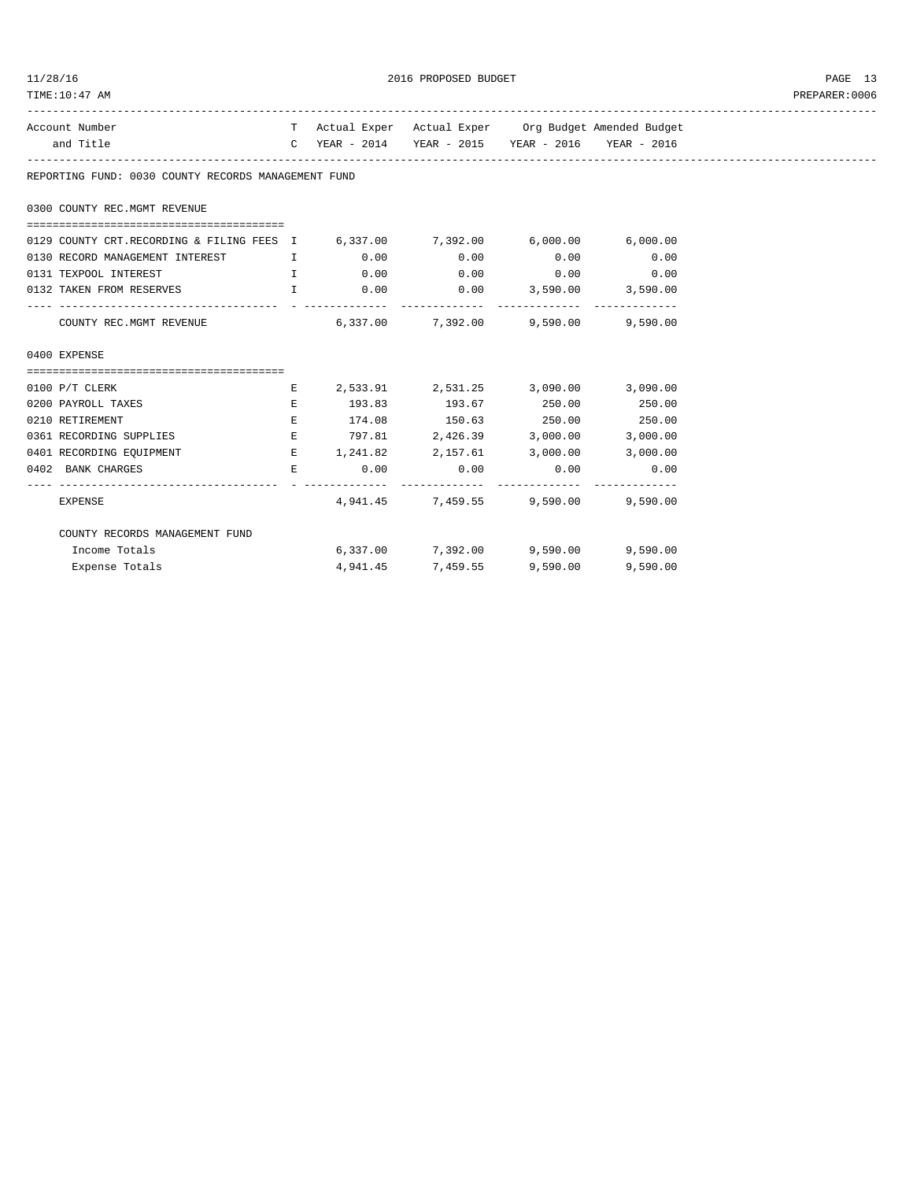REPORTING FUND: 0030 COUNTY RECORDS MANAGEMENT FUND

| Account Number and Title | TC | Actual Exper YEAR - 2014 | Actual Exper YEAR - 2015 | Org Budget YEAR - 2016 | Amended Budget YEAR - 2016 |
|---|---|---|---|---|---|
| **0300 COUNTY REC.MGMT REVENUE** | | | | | |
| 0129 COUNTY CRT.RECORDING & FILING FEES | I | 6,337.00 | 7,392.00 | 6,000.00 | 6,000.00 |
| 0130 RECORD MANAGEMENT INTEREST | I | 0.00 | 0.00 | 0.00 | 0.00 |
| 0131 TEXPOOL INTEREST | I | 0.00 | 0.00 | 0.00 | 0.00 |
| 0132 TAKEN FROM RESERVES | I | 0.00 | 0.00 | 3,590.00 | 3,590.00 |
| COUNTY REC.MGMT REVENUE | | 6,337.00 | 7,392.00 | 9,590.00 | 9,590.00 |
| **0400 EXPENSE** | | | | | |
| 0100 P/T CLERK | E | 2,533.91 | 2,531.25 | 3,090.00 | 3,090.00 |
| 0200 PAYROLL TAXES | E | 193.83 | 193.67 | 250.00 | 250.00 |
| 0210 RETIREMENT | E | 174.08 | 150.63 | 250.00 | 250.00 |
| 0361 RECORDING SUPPLIES | E | 797.81 | 2,426.39 | 3,000.00 | 3,000.00 |
| 0401 RECORDING EQUIPMENT | E | 1,241.82 | 2,157.61 | 3,000.00 | 3,000.00 |
| 0402 BANK CHARGES | E | 0.00 | 0.00 | 0.00 | 0.00 |
| EXPENSE | | 4,941.45 | 7,459.55 | 9,590.00 | 9,590.00 |
| **COUNTY RECORDS MANAGEMENT FUND** | | | | | |
| Income Totals | | 6,337.00 | 7,392.00 | 9,590.00 | 9,590.00 |
| Expense Totals | | 4,941.45 | 7,459.55 | 9,590.00 | 9,590.00 |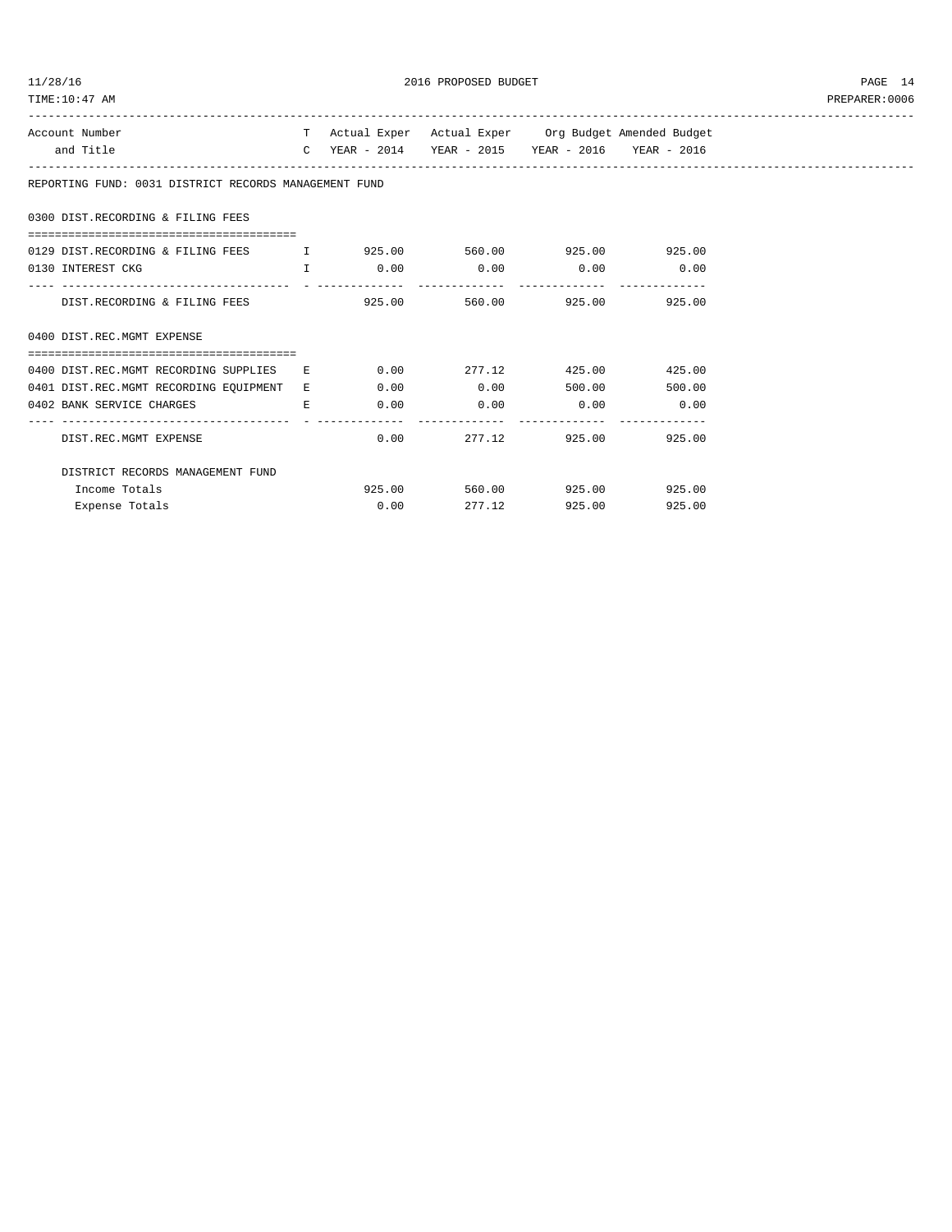2016 PROPOSED BUDGET

| Account Number and Title | TC | Actual Exper YEAR - 2014 | Actual Exper YEAR - 2015 | Org Budget YEAR - 2016 | Amended Budget YEAR - 2016 |
|---|---|---|---|---|---|
| **REPORTING FUND: 0031 DISTRICT RECORDS MANAGEMENT FUND** | | | | | |
| **0300 DIST.RECORDING & FILING FEES** | | | | | |
| 0129 DIST.RECORDING & FILING FEES | I | 925.00 | 560.00 | 925.00 | 925.00 |
| 0130 INTEREST CKG | I | 0.00 | 0.00 | 0.00 | 0.00 |
| DIST.RECORDING & FILING FEES | | 925.00 | 560.00 | 925.00 | 925.00 |
| **0400 DIST.REC.MGMT EXPENSE** | | | | | |
| 0400 DIST.REC.MGMT RECORDING SUPPLIES | E | 0.00 | 277.12 | 425.00 | 425.00 |
| 0401 DIST.REC.MGMT RECORDING EQUIPMENT | E | 0.00 | 0.00 | 500.00 | 500.00 |
| 0402 BANK SERVICE CHARGES | E | 0.00 | 0.00 | 0.00 | 0.00 |
| DIST.REC.MGMT EXPENSE | | 0.00 | 277.12 | 925.00 | 925.00 |
| DISTRICT RECORDS MANAGEMENT FUND | | | | | |
| Income Totals | | 925.00 | 560.00 | 925.00 | 925.00 |
| Expense Totals | | 0.00 | 277.12 | 925.00 | 925.00 |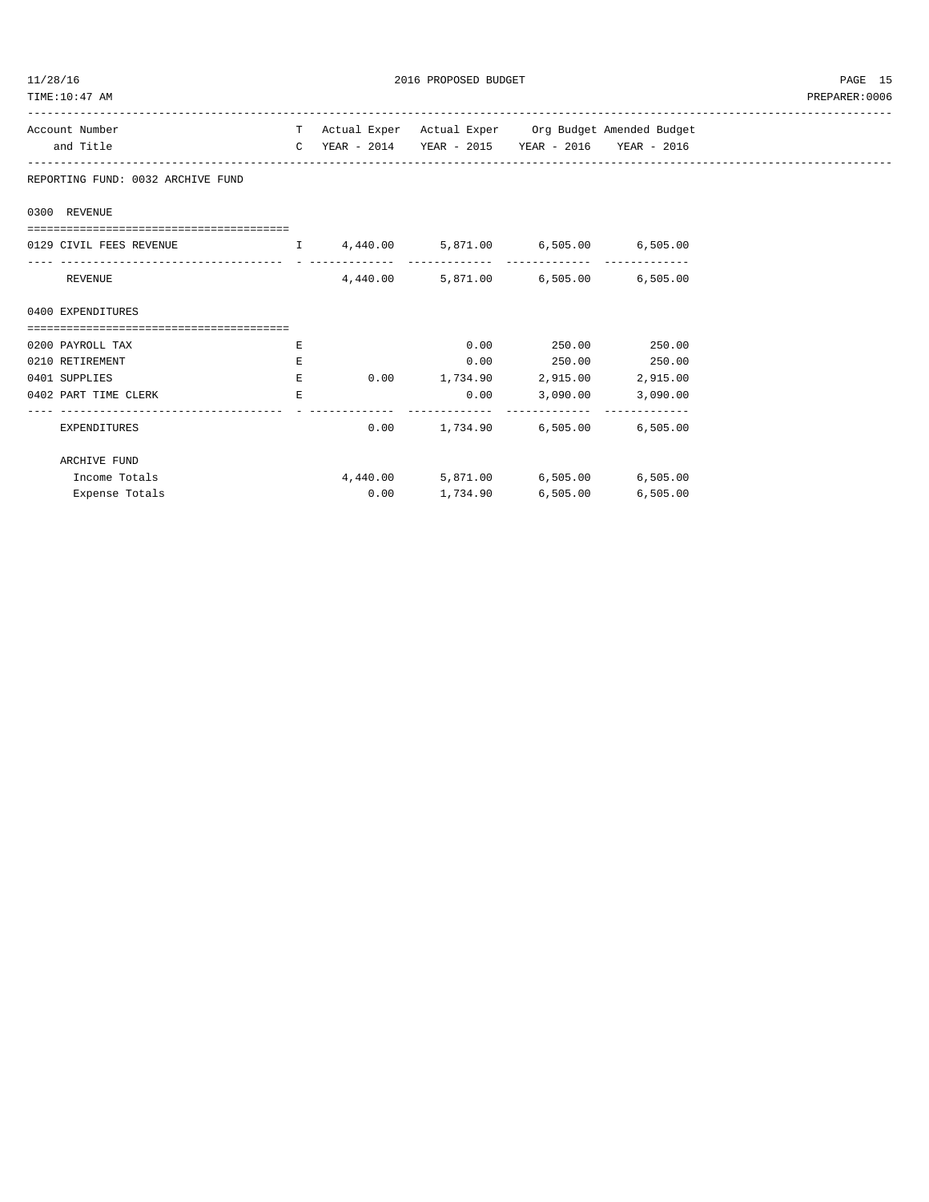# 2016 PROPOSED BUDGET

| Account Number and Title | TC | Actual Exper YEAR - 2014 | Actual Exper YEAR - 2015 | Org Budget YEAR - 2016 | Amended Budget YEAR - 2016 |
|---|---|---|---|---|---|
| **REPORTING FUND: 0032 ARCHIVE FUND** | | | | | |
| **0300 REVENUE** | | | | | |
| 0129 CIVIL FEES REVENUE | I | 4,440.00 | 5,871.00 | 6,505.00 | 6,505.00 |
| REVENUE | | 4,440.00 | 5,871.00 | 6,505.00 | 6,505.00 |
| **0400 EXPENDITURES** | | | | | |
| 0200 PAYROLL TAX | E | | 0.00 | 250.00 | 250.00 |
| 0210 RETIREMENT | E | | 0.00 | 250.00 | 250.00 |
| 0401 SUPPLIES | E | 0.00 | 1,734.90 | 2,915.00 | 2,915.00 |
| 0402 PART TIME CLERK | E | | 0.00 | 3,090.00 | 3,090.00 |
| EXPENDITURES | | 0.00 | 1,734.90 | 6,505.00 | 6,505.00 |
| **ARCHIVE FUND** | | | | | |
| Income Totals | | 4,440.00 | 5,871.00 | 6,505.00 | 6,505.00 |
| Expense Totals | | 0.00 | 1,734.90 | 6,505.00 | 6,505.00 |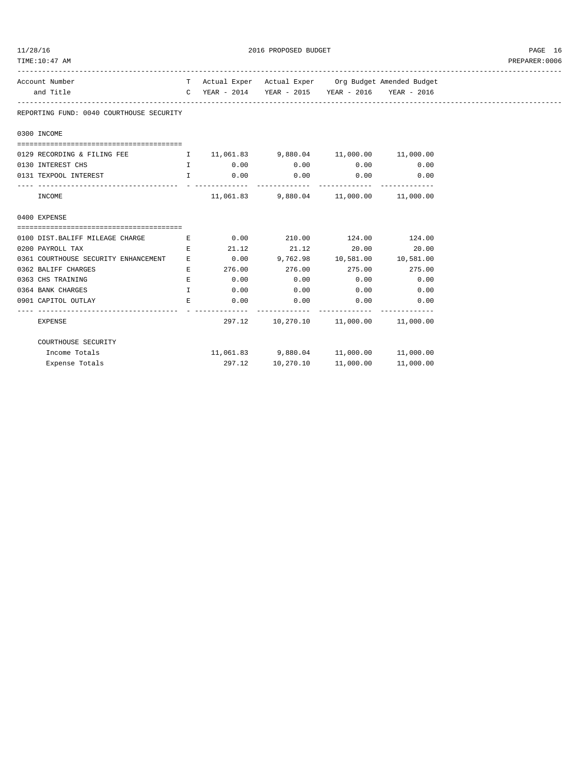| Account Number and Title | TC | Actual Exper YEAR - 2014 | Actual Exper YEAR - 2015 | Org Budget YEAR - 2016 | Amended Budget YEAR - 2016 |
|---|---|---|---|---|---|
| **REPORTING FUND: 0040 COURTHOUSE SECURITY** | | | | | |
| **0300 INCOME** | | | | | |
| 0129 RECORDING & FILING FEE | I | 11,061.83 | 9,880.04 | 11,000.00 | 11,000.00 |
| 0130 INTEREST CHS | I | 0.00 | 0.00 | 0.00 | 0.00 |
| 0131 TEXPOOL INTEREST | I | 0.00 | 0.00 | 0.00 | 0.00 |
| INCOME | | 11,061.83 | 9,880.04 | 11,000.00 | 11,000.00 |
| **0400 EXPENSE** | | | | | |
| 0100 DIST.BALIFF MILEAGE CHARGE | E | 0.00 | 210.00 | 124.00 | 124.00 |
| 0200 PAYROLL TAX | E | 21.12 | 21.12 | 20.00 | 20.00 |
| 0361 COURTHOUSE SECURITY ENHANCEMENT | E | 0.00 | 9,762.98 | 10,581.00 | 10,581.00 |
| 0362 BALIFF CHARGES | E | 276.00 | 276.00 | 275.00 | 275.00 |
| 0363 CHS TRAINING | E | 0.00 | 0.00 | 0.00 | 0.00 |
| 0364 BANK CHARGES | I | 0.00 | 0.00 | 0.00 | 0.00 |
| 0901 CAPITOL OUTLAY | E | 0.00 | 0.00 | 0.00 | 0.00 |
| EXPENSE | | 297.12 | 10,270.10 | 11,000.00 | 11,000.00 |
| **COURTHOUSE SECURITY** | | | | | |
| Income Totals | | 11,061.83 | 9,880.04 | 11,000.00 | 11,000.00 |
| Expense Totals | | 297.12 | 10,270.10 | 11,000.00 | 11,000.00 |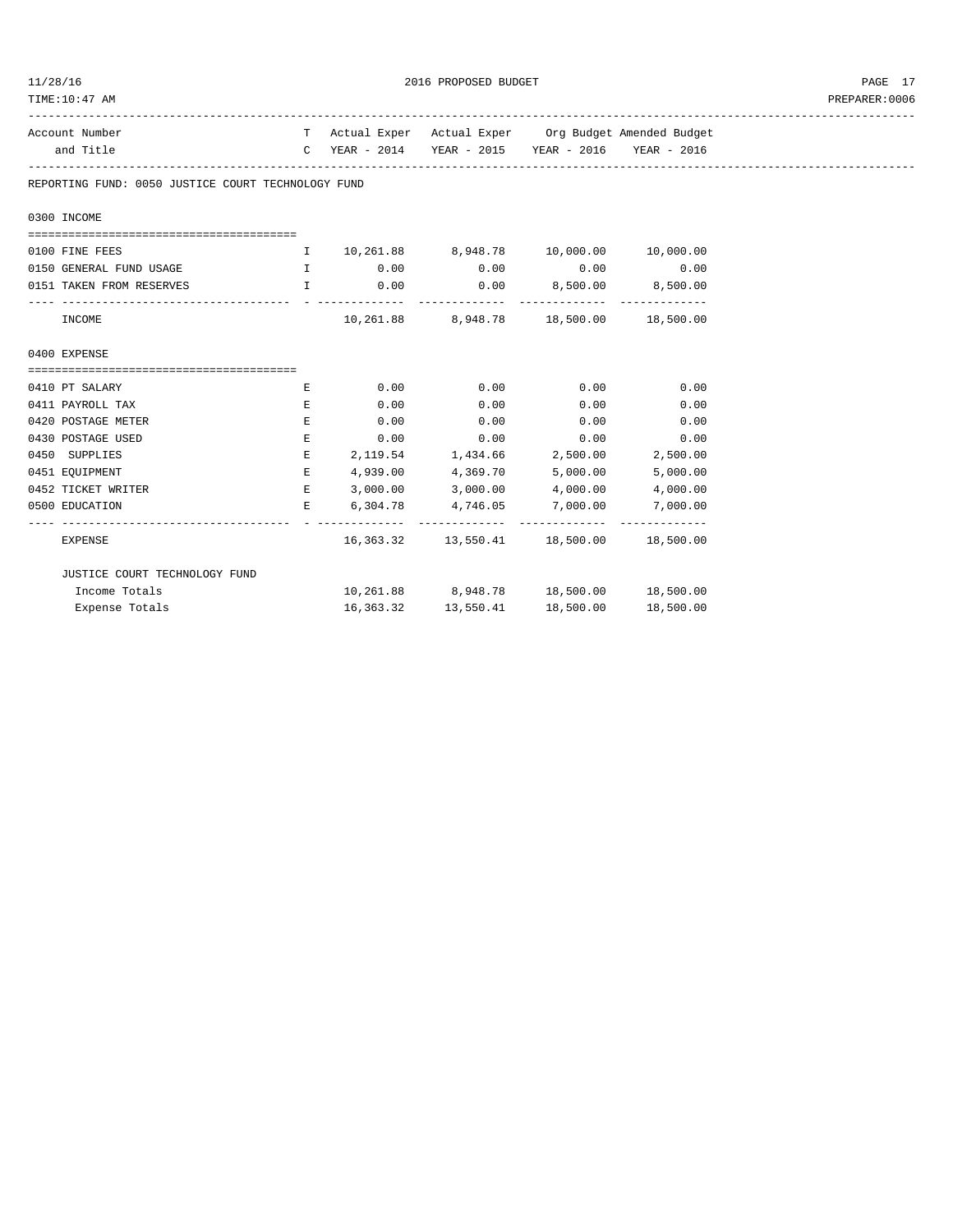2016 PROPOSED BUDGET

| Account Number and Title | TC | Actual Exper YEAR - 2014 | Actual Exper YEAR - 2015 | Org Budget YEAR - 2016 | Amended Budget YEAR - 2016 |
|---|---|---|---|---|---|
| **REPORTING FUND: 0050 JUSTICE COURT TECHNOLOGY FUND** | | | | | |
| **0300 INCOME** | | | | | |
| 0100 FINE FEES | I | 10,261.88 | 8,948.78 | 10,000.00 | 10,000.00 |
| 0150 GENERAL FUND USAGE | I | 0.00 | 0.00 | 0.00 | 0.00 |
| 0151 TAKEN FROM RESERVES | I | 0.00 | 0.00 | 8,500.00 | 8,500.00 |
| INCOME | | 10,261.88 | 8,948.78 | 18,500.00 | 18,500.00 |
| **0400 EXPENSE** | | | | | |
| 0410 PT SALARY | E | 0.00 | 0.00 | 0.00 | 0.00 |
| 0411 PAYROLL TAX | E | 0.00 | 0.00 | 0.00 | 0.00 |
| 0420 POSTAGE METER | E | 0.00 | 0.00 | 0.00 | 0.00 |
| 0430 POSTAGE USED | E | 0.00 | 0.00 | 0.00 | 0.00 |
| 0450 SUPPLIES | E | 2,119.54 | 1,434.66 | 2,500.00 | 2,500.00 |
| 0451 EQUIPMENT | E | 4,939.00 | 4,369.70 | 5,000.00 | 5,000.00 |
| 0452 TICKET WRITER | E | 3,000.00 | 3,000.00 | 4,000.00 | 4,000.00 |
| 0500 EDUCATION | E | 6,304.78 | 4,746.05 | 7,000.00 | 7,000.00 |
| EXPENSE | | 16,363.32 | 13,550.41 | 18,500.00 | 18,500.00 |
| **JUSTICE COURT TECHNOLOGY FUND** | | | | | |
| Income Totals | | 10,261.88 | 8,948.78 | 18,500.00 | 18,500.00 |
| Expense Totals | | 16,363.32 | 13,550.41 | 18,500.00 | 18,500.00 |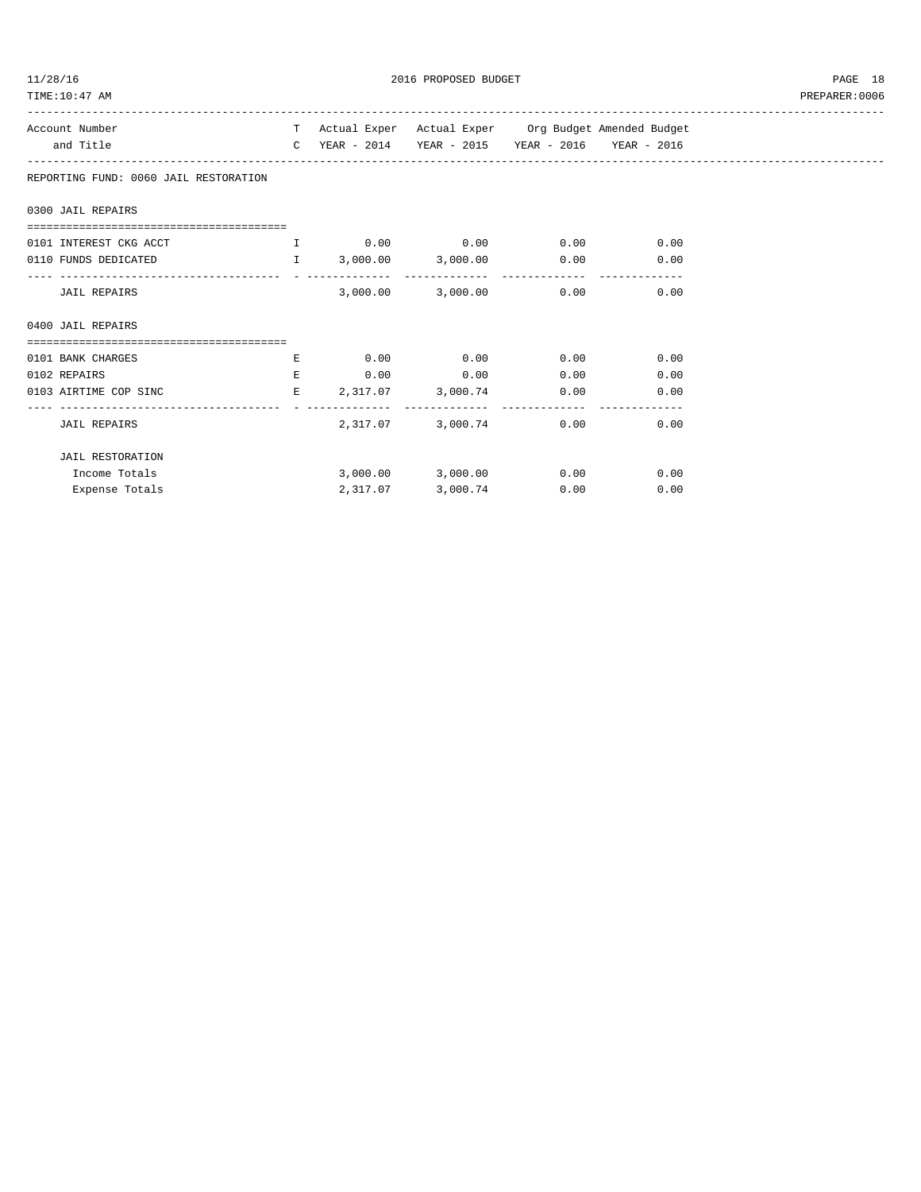2016 PROPOSED BUDGET

| Account Number and Title | TC | Actual Exper YEAR - 2014 | Actual Exper YEAR - 2015 | Org Budget YEAR - 2016 | Amended Budget YEAR - 2016 |
|---|---|---|---|---|---|
| **REPORTING FUND: 0060 JAIL RESTORATION** | | | | | |
| **0300 JAIL REPAIRS** | | | | | |
| 0101 INTEREST CKG ACCT | I | 0.00 | 0.00 | 0.00 | 0.00 |
| 0110 FUNDS DEDICATED | I | 3,000.00 | 3,000.00 | 0.00 | 0.00 |
| JAIL REPAIRS | | 3,000.00 | 3,000.00 | 0.00 | 0.00 |
| **0400 JAIL REPAIRS** | | | | | |
| 0101 BANK CHARGES | E | 0.00 | 0.00 | 0.00 | 0.00 |
| 0102 REPAIRS | E | 0.00 | 0.00 | 0.00 | 0.00 |
| 0103 AIRTIME COP SINC | E | 2,317.07 | 3,000.74 | 0.00 | 0.00 |
| JAIL REPAIRS | | 2,317.07 | 3,000.74 | 0.00 | 0.00 |
| **JAIL RESTORATION** | | | | | |
| Income Totals | | 3,000.00 | 3,000.00 | 0.00 | 0.00 |
| Expense Totals | | 2,317.07 | 3,000.74 | 0.00 | 0.00 |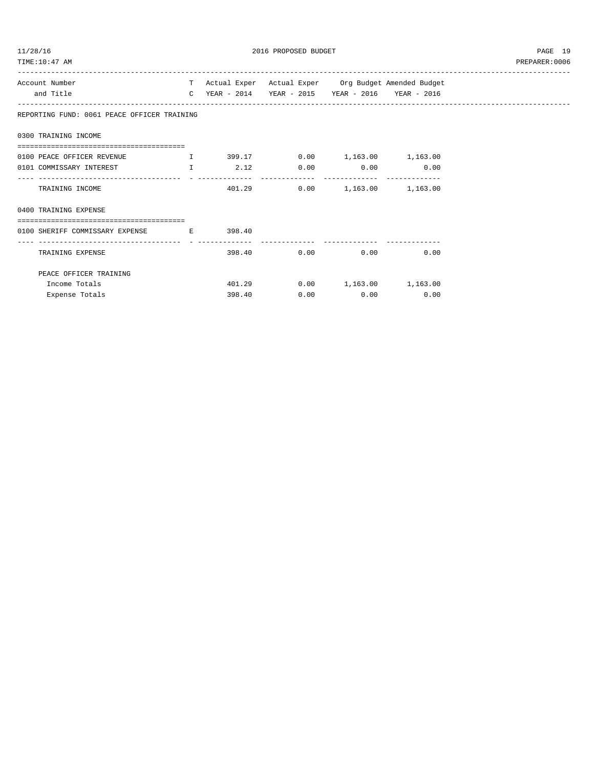## 2016 PROPOSED BUDGET

| Account Number and Title | TC | Actual Exper YEAR - 2014 | Actual Exper YEAR - 2015 | Org Budget YEAR - 2016 | Amended Budget YEAR - 2016 |
|---|---|---|---|---|---|
| **REPORTING FUND: 0061 PEACE OFFICER TRAINING** | | | | | |
| **0300 TRAINING INCOME** | | | | | |
| 0100 PEACE OFFICER REVENUE | I | 399.17 | 0.00 | 1,163.00 | 1,163.00 |
| 0101 COMMISSARY INTEREST | I | 2.12 | 0.00 | 0.00 | 0.00 |
| TRAINING INCOME | | 401.29 | 0.00 | 1,163.00 | 1,163.00 |
| **0400 TRAINING EXPENSE** | | | | | |
| 0100 SHERIFF COMMISSARY EXPENSE | E | 398.40 | | | |
| TRAINING EXPENSE | | 398.40 | 0.00 | 0.00 | 0.00 |
| **PEACE OFFICER TRAINING** | | | | | |
| Income Totals | | 401.29 | 0.00 | 1,163.00 | 1,163.00 |
| Expense Totals | | 398.40 | 0.00 | 0.00 | 0.00 |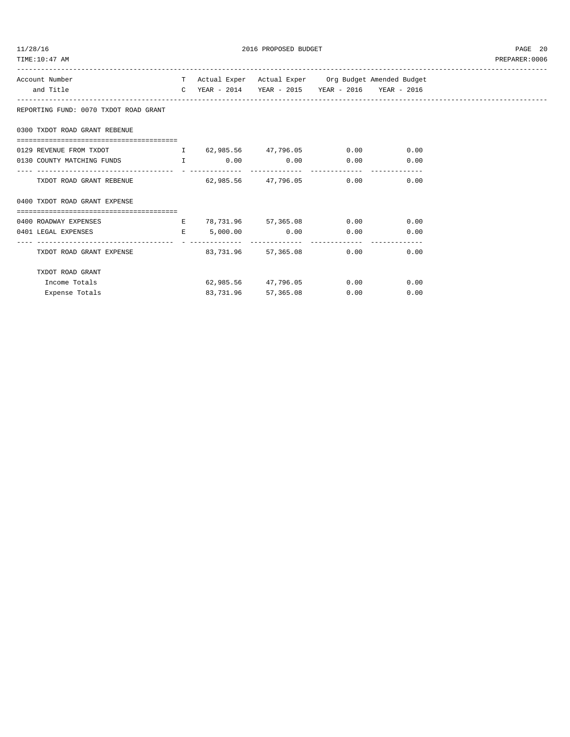| Account Number and Title | TC | Actual Exper YEAR - 2014 | Actual Exper YEAR - 2015 | Org Budget YEAR - 2016 | Amended Budget YEAR - 2016 |
|---|---|---|---|---|---|
| **REPORTING FUND: 0070 TXDOT ROAD GRANT** | | | | | |
| **0300 TXDOT ROAD GRANT REBENUE** | | | | | |
| 0129 REVENUE FROM TXDOT | I | 62,985.56 | 47,796.05 | 0.00 | 0.00 |
| 0130 COUNTY MATCHING FUNDS | I | 0.00 | 0.00 | 0.00 | 0.00 |
| TXDOT ROAD GRANT REBENUE | | 62,985.56 | 47,796.05 | 0.00 | 0.00 |
| **0400 TXDOT ROAD GRANT EXPENSE** | | | | | |
| 0400 ROADWAY EXPENSES | E | 78,731.96 | 57,365.08 | 0.00 | 0.00 |
| 0401 LEGAL EXPENSES | E | 5,000.00 | 0.00 | 0.00 | 0.00 |
| TXDOT ROAD GRANT EXPENSE | | 83,731.96 | 57,365.08 | 0.00 | 0.00 |
| **TXDOT ROAD GRANT** | | | | | |
| Income Totals | | 62,985.56 | 47,796.05 | 0.00 | 0.00 |
| Expense Totals | | 83,731.96 | 57,365.08 | 0.00 | 0.00 |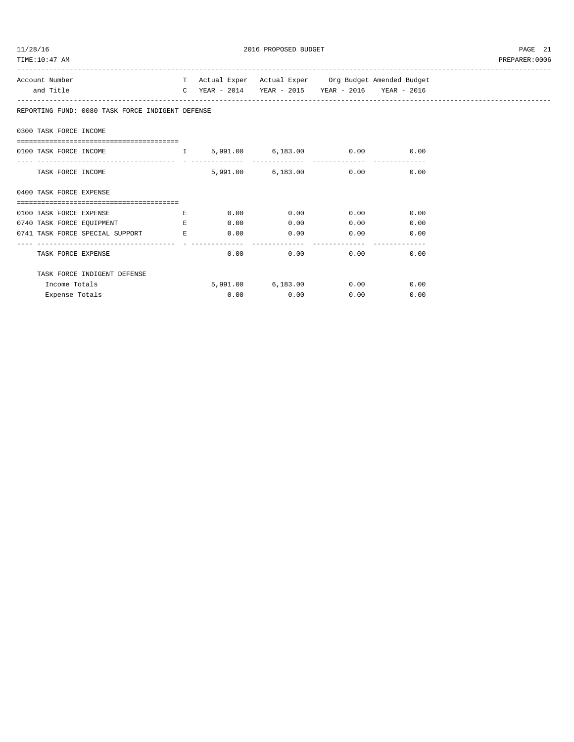| Account Number and Title | T C | Actual Exper YEAR - 2014 | Actual Exper YEAR - 2015 | Org Budget YEAR - 2016 | Amended Budget YEAR - 2016 |
|---|---|---|---|---|---|
| **REPORTING FUND: 0080 TASK FORCE INDIGENT DEFENSE** | | | | | |
| **0300 TASK FORCE INCOME** | | | | | |
| 0100 TASK FORCE INCOME | I | 5,991.00 | 6,183.00 | 0.00 | 0.00 |
| TASK FORCE INCOME | | 5,991.00 | 6,183.00 | 0.00 | 0.00 |
| **0400 TASK FORCE EXPENSE** | | | | | |
| 0100 TASK FORCE EXPENSE | E | 0.00 | 0.00 | 0.00 | 0.00 |
| 0740 TASK FORCE EQUIPMENT | E | 0.00 | 0.00 | 0.00 | 0.00 |
| 0741 TASK FORCE SPECIAL SUPPORT | E | 0.00 | 0.00 | 0.00 | 0.00 |
| TASK FORCE EXPENSE | | 0.00 | 0.00 | 0.00 | 0.00 |
| TASK FORCE INDIGENT DEFENSE | | | | | |
| Income Totals | | 5,991.00 | 6,183.00 | 0.00 | 0.00 |
| Expense Totals | | 0.00 | 0.00 | 0.00 | 0.00 |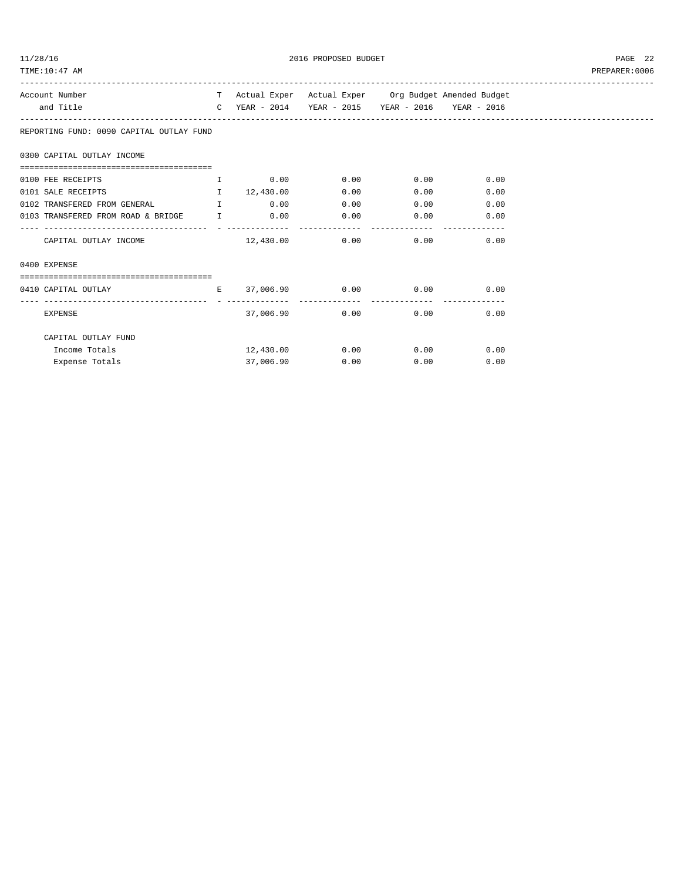REPORTING FUND: 0090 CAPITAL OUTLAY FUND

| Account Number and Title | TC | Actual Exper YEAR - 2014 | Actual Exper YEAR - 2015 | Org Budget YEAR - 2016 | Amended Budget YEAR - 2016 |
|---|---|---|---|---|---|
| **0300 CAPITAL OUTLAY INCOME** | | | | | |
| 0100 FEE RECEIPTS | I | 0.00 | 0.00 | 0.00 | 0.00 |
| 0101 SALE RECEIPTS | I | 12,430.00 | 0.00 | 0.00 | 0.00 |
| 0102 TRANSFERED FROM GENERAL | I | 0.00 | 0.00 | 0.00 | 0.00 |
| 0103 TRANSFERED FROM ROAD & BRIDGE | I | 0.00 | 0.00 | 0.00 | 0.00 |
| CAPITAL OUTLAY INCOME | | 12,430.00 | 0.00 | 0.00 | 0.00 |
| **0400 EXPENSE** | | | | | |
| 0410 CAPITAL OUTLAY | E | 37,006.90 | 0.00 | 0.00 | 0.00 |
| EXPENSE | | 37,006.90 | 0.00 | 0.00 | 0.00 |
| **CAPITAL OUTLAY FUND** | | | | | |
| Income Totals | | 12,430.00 | 0.00 | 0.00 | 0.00 |
| Expense Totals | | 37,006.90 | 0.00 | 0.00 | 0.00 |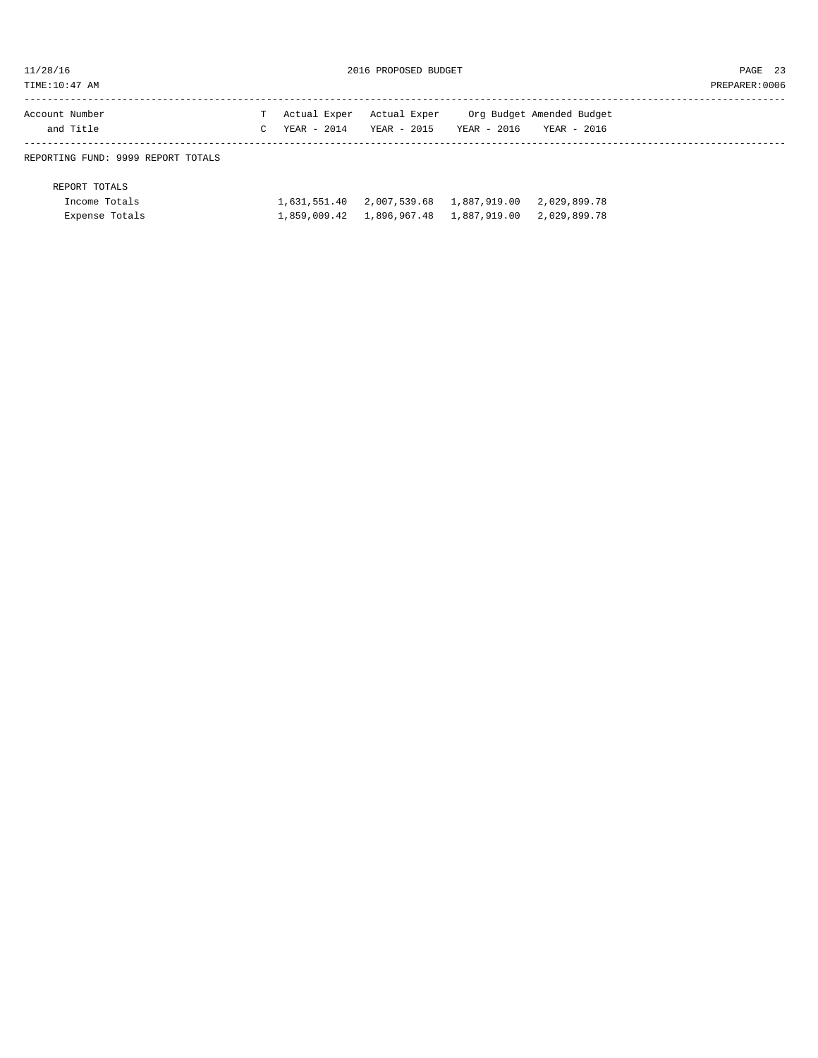2016 PROPOSED BUDGET

| Account Number and Title | TC | Actual Exper YEAR - 2014 | Actual Exper YEAR - 2015 | Org Budget YEAR - 2016 | Amended Budget YEAR - 2016 |
|---|---|---|---|---|---|
| REPORTING FUND: 9999 REPORT TOTALS | | | | | |
| REPORT TOTALS | | | | | |
| Income Totals | | 1,631,551.40 | 2,007,539.68 | 1,887,919.00 | 2,029,899.78 |
| Expense Totals | | 1,859,009.42 | 1,896,967.48 | 1,887,919.00 | 2,029,899.78 |